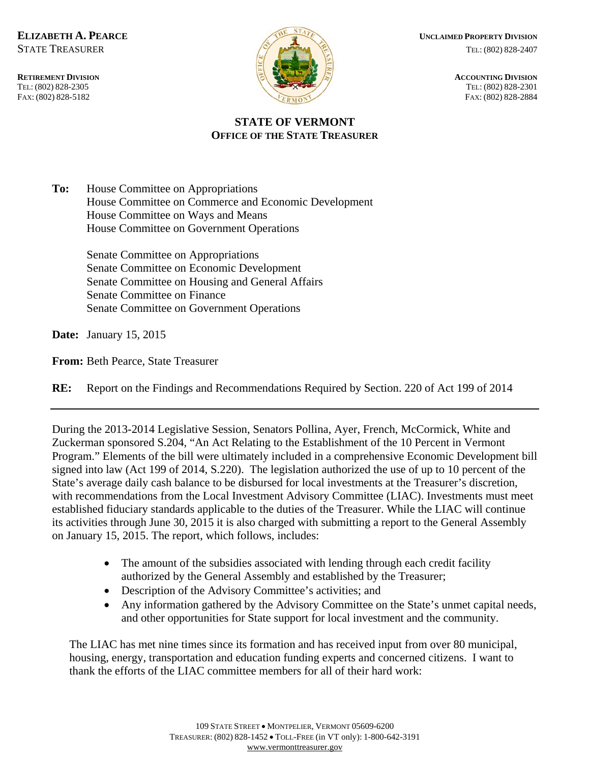**ELIZABETH A. PEARCE**
STATE TREASURER

**RETIREMENT DIVISION**
TEL: (802) 828-2305
FAX: (802) 828-5182

**UNCLAIMED PROPERTY DIVISION**
TEL: (802) 828-2407

**ACCOUNTING DIVISION**
TEL: (802) 828-2301
FAX: (802) 828-2884

**STATE OF VERMONT**
**OFFICE OF THE STATE TREASURER**

**To:** House Committee on Appropriations
House Committee on Commerce and Economic Development
House Committee on Ways and Means
House Committee on Government Operations

Senate Committee on Appropriations
Senate Committee on Economic Development
Senate Committee on Housing and General Affairs
Senate Committee on Finance
Senate Committee on Government Operations

**Date:** January 15, 2015

**From:** Beth Pearce, State Treasurer

**RE:** Report on the Findings and Recommendations Required by Section. 220 of Act 199 of 2014

---

During the 2013-2014 Legislative Session, Senators Pollina, Ayer, French, McCormick, White and Zuckerman sponsored S.204, "An Act Relating to the Establishment of the 10 Percent in Vermont Program." Elements of the bill were ultimately included in a comprehensive Economic Development bill signed into law (Act 199 of 2014, S.220). The legislation authorized the use of up to 10 percent of the State's average daily cash balance to be disbursed for local investments at the Treasurer's discretion, with recommendations from the Local Investment Advisory Committee (LIAC). Investments must meet established fiduciary standards applicable to the duties of the Treasurer. While the LIAC will continue its activities through June 30, 2015 it is also charged with submitting a report to the General Assembly on January 15, 2015. The report, which follows, includes:

- The amount of the subsidies associated with lending through each credit facility authorized by the General Assembly and established by the Treasurer;
- Description of the Advisory Committee's activities; and
- Any information gathered by the Advisory Committee on the State's unmet capital needs, and other opportunities for State support for local investment and the community.

The LIAC has met nine times since its formation and has received input from over 80 municipal, housing, energy, transportation and education funding experts and concerned citizens. I want to thank the efforts of the LIAC committee members for all of their hard work:

109 STATE STREET • MONTPELIER, VERMONT 05609-6200
TREASURER: (802) 828-1452 • TOLL-FREE (in VT only): 1-800-642-3191
www.vermonttreasurer.gov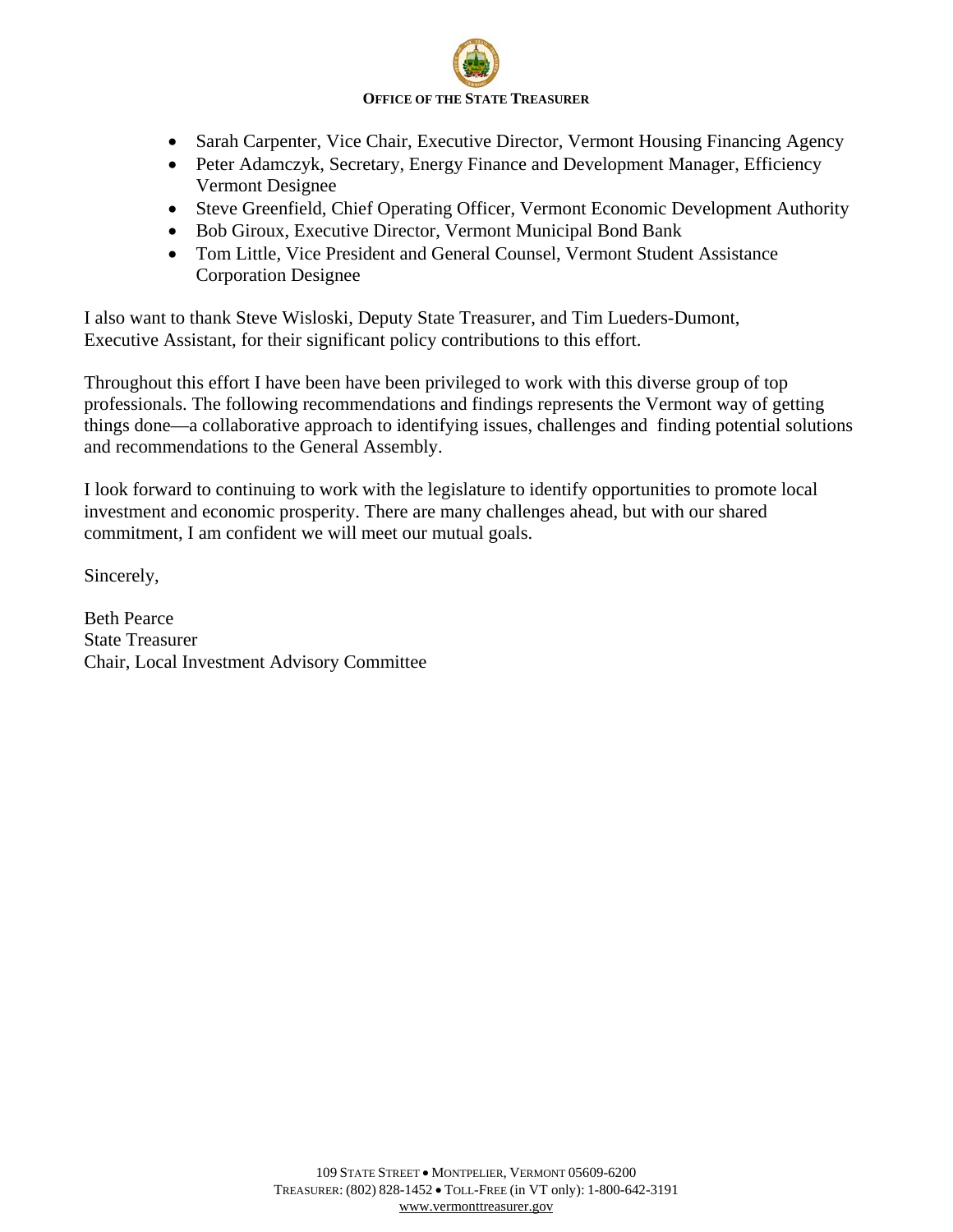- Sarah Carpenter, Vice Chair, Executive Director, Vermont Housing Financing Agency
- Peter Adamczyk, Secretary, Energy Finance and Development Manager, Efficiency Vermont Designee
- Steve Greenfield, Chief Operating Officer, Vermont Economic Development Authority
- Bob Giroux, Executive Director, Vermont Municipal Bond Bank
- Tom Little, Vice President and General Counsel, Vermont Student Assistance Corporation Designee

I also want to thank Steve Wisloski, Deputy State Treasurer, and Tim Lueders-Dumont, Executive Assistant, for their significant policy contributions to this effort.

Throughout this effort I have been have been privileged to work with this diverse group of top professionals. The following recommendations and findings represents the Vermont way of getting things done—a collaborative approach to identifying issues, challenges and finding potential solutions and recommendations to the General Assembly.

I look forward to continuing to work with the legislature to identify opportunities to promote local investment and economic prosperity. There are many challenges ahead, but with our shared commitment, I am confident we will meet our mutual goals.

Sincerely,

Beth Pearce
State Treasurer
Chair, Local Investment Advisory Committee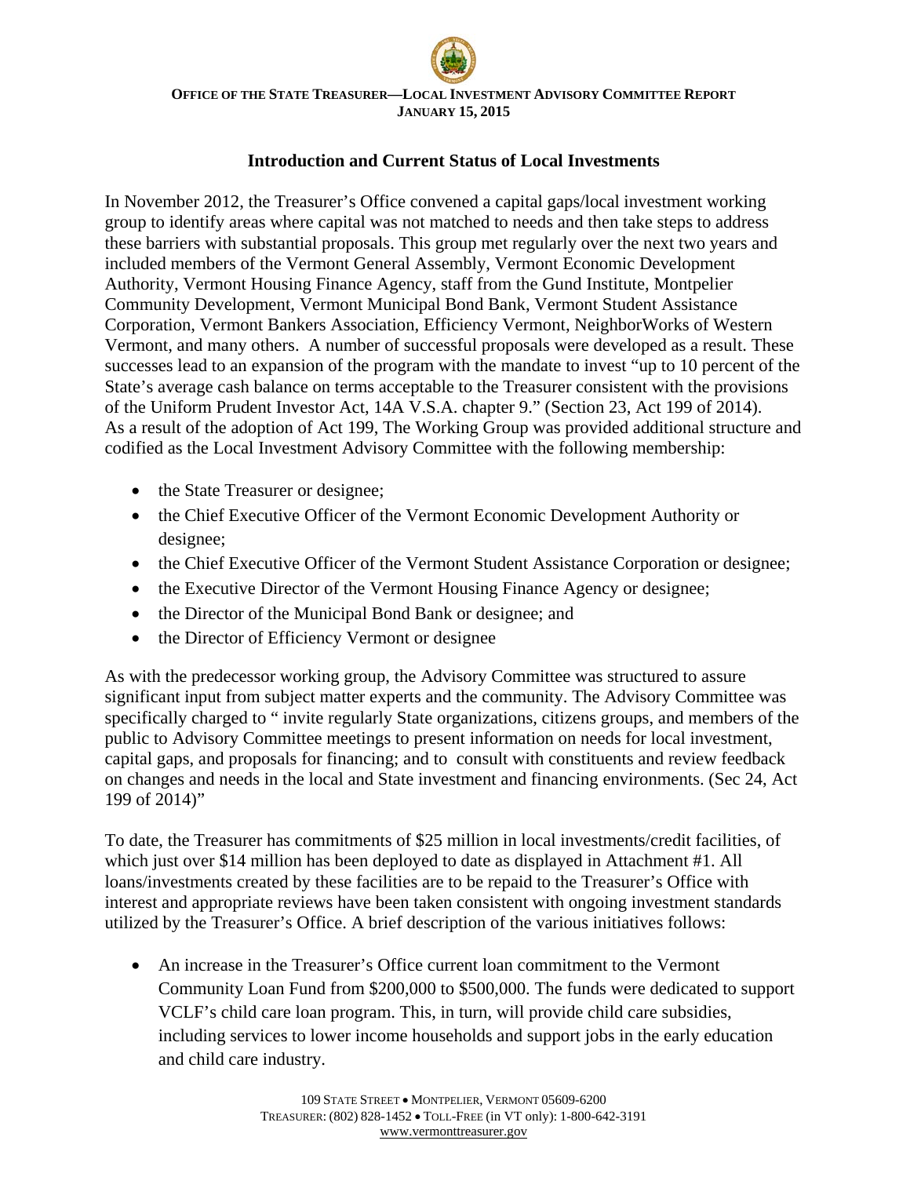**OFFICE OF THE STATE TREASURER—LOCAL INVESTMENT ADVISORY COMMITTEE REPORT**
**JANUARY 15, 2015**

## Introduction and Current Status of Local Investments

In November 2012, the Treasurer's Office convened a capital gaps/local investment working group to identify areas where capital was not matched to needs and then take steps to address these barriers with substantial proposals. This group met regularly over the next two years and included members of the Vermont General Assembly, Vermont Economic Development Authority, Vermont Housing Finance Agency, staff from the Gund Institute, Montpelier Community Development, Vermont Municipal Bond Bank, Vermont Student Assistance Corporation, Vermont Bankers Association, Efficiency Vermont, NeighborWorks of Western Vermont, and many others. A number of successful proposals were developed as a result. These successes lead to an expansion of the program with the mandate to invest "up to 10 percent of the State's average cash balance on terms acceptable to the Treasurer consistent with the provisions of the Uniform Prudent Investor Act, 14A V.S.A. chapter 9." (Section 23, Act 199 of 2014). As a result of the adoption of Act 199, The Working Group was provided additional structure and codified as the Local Investment Advisory Committee with the following membership:

- the State Treasurer or designee;
- the Chief Executive Officer of the Vermont Economic Development Authority or designee;
- the Chief Executive Officer of the Vermont Student Assistance Corporation or designee;
- the Executive Director of the Vermont Housing Finance Agency or designee;
- the Director of the Municipal Bond Bank or designee; and
- the Director of Efficiency Vermont or designee

As with the predecessor working group, the Advisory Committee was structured to assure significant input from subject matter experts and the community. The Advisory Committee was specifically charged to " invite regularly State organizations, citizens groups, and members of the public to Advisory Committee meetings to present information on needs for local investment, capital gaps, and proposals for financing; and to consult with constituents and review feedback on changes and needs in the local and State investment and financing environments. (Sec 24, Act 199 of 2014)"

To date, the Treasurer has commitments of $25 million in local investments/credit facilities, of which just over $14 million has been deployed to date as displayed in Attachment #1. All loans/investments created by these facilities are to be repaid to the Treasurer's Office with interest and appropriate reviews have been taken consistent with ongoing investment standards utilized by the Treasurer's Office. A brief description of the various initiatives follows:

- An increase in the Treasurer's Office current loan commitment to the Vermont Community Loan Fund from $200,000 to $500,000. The funds were dedicated to support VCLF's child care loan program. This, in turn, will provide child care subsidies, including services to lower income households and support jobs in the early education and child care industry.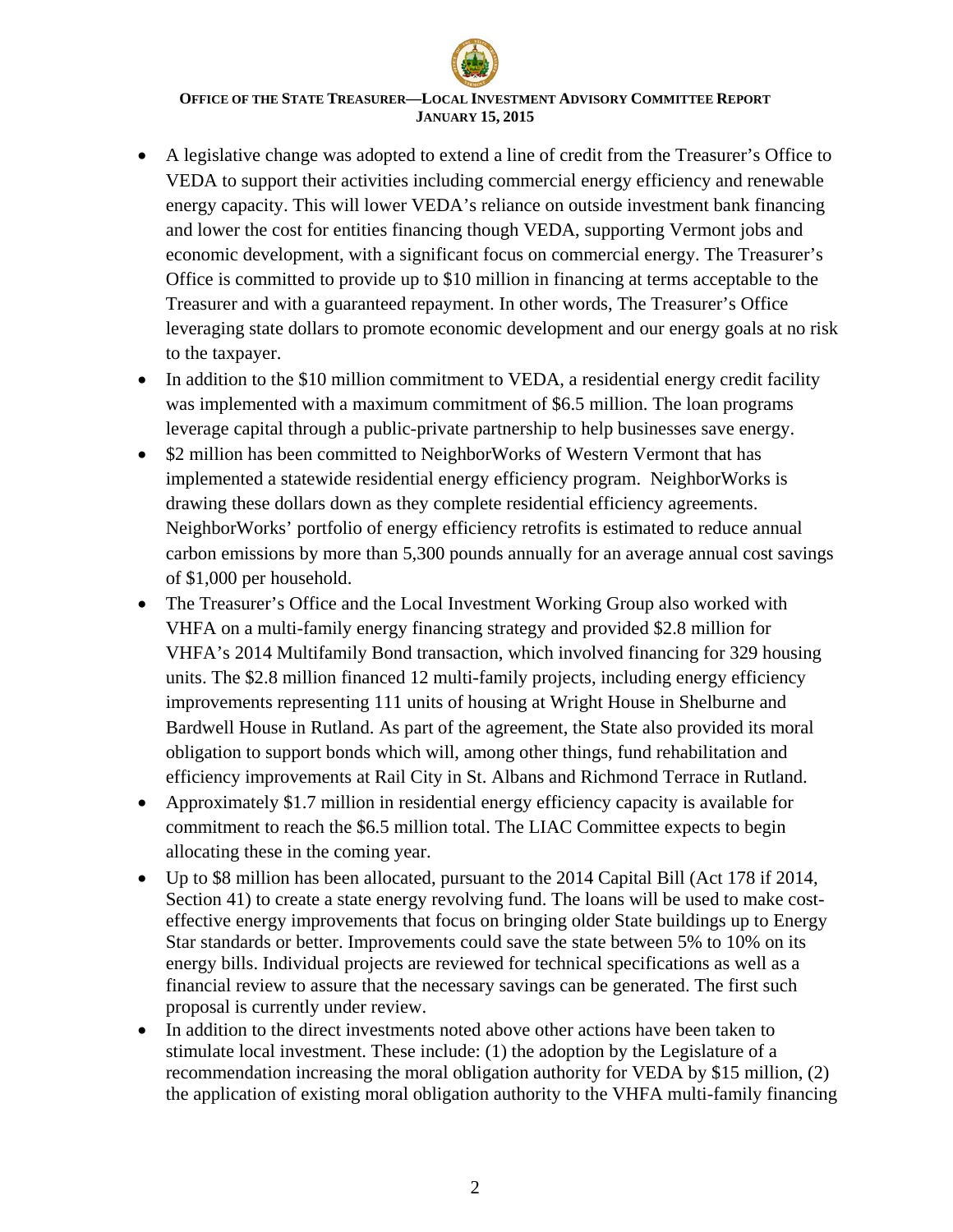- A legislative change was adopted to extend a line of credit from the Treasurer's Office to VEDA to support their activities including commercial energy efficiency and renewable energy capacity. This will lower VEDA's reliance on outside investment bank financing and lower the cost for entities financing though VEDA, supporting Vermont jobs and economic development, with a significant focus on commercial energy. The Treasurer's Office is committed to provide up to $10 million in financing at terms acceptable to the Treasurer and with a guaranteed repayment. In other words, The Treasurer's Office leveraging state dollars to promote economic development and our energy goals at no risk to the taxpayer.
- In addition to the $10 million commitment to VEDA, a residential energy credit facility was implemented with a maximum commitment of $6.5 million. The loan programs leverage capital through a public-private partnership to help businesses save energy.
- $2 million has been committed to NeighborWorks of Western Vermont that has implemented a statewide residential energy efficiency program. NeighborWorks is drawing these dollars down as they complete residential efficiency agreements. NeighborWorks' portfolio of energy efficiency retrofits is estimated to reduce annual carbon emissions by more than 5,300 pounds annually for an average annual cost savings of $1,000 per household.
- The Treasurer's Office and the Local Investment Working Group also worked with VHFA on a multi-family energy financing strategy and provided $2.8 million for VHFA's 2014 Multifamily Bond transaction, which involved financing for 329 housing units. The $2.8 million financed 12 multi-family projects, including energy efficiency improvements representing 111 units of housing at Wright House in Shelburne and Bardwell House in Rutland. As part of the agreement, the State also provided its moral obligation to support bonds which will, among other things, fund rehabilitation and efficiency improvements at Rail City in St. Albans and Richmond Terrace in Rutland.
- Approximately $1.7 million in residential energy efficiency capacity is available for commitment to reach the $6.5 million total. The LIAC Committee expects to begin allocating these in the coming year.
- Up to $8 million has been allocated, pursuant to the 2014 Capital Bill (Act 178 if 2014, Section 41) to create a state energy revolving fund. The loans will be used to make cost-effective energy improvements that focus on bringing older State buildings up to Energy Star standards or better. Improvements could save the state between 5% to 10% on its energy bills. Individual projects are reviewed for technical specifications as well as a financial review to assure that the necessary savings can be generated. The first such proposal is currently under review.
- In addition to the direct investments noted above other actions have been taken to stimulate local investment. These include: (1) the adoption by the Legislature of a recommendation increasing the moral obligation authority for VEDA by $15 million, (2) the application of existing moral obligation authority to the VHFA multi-family financing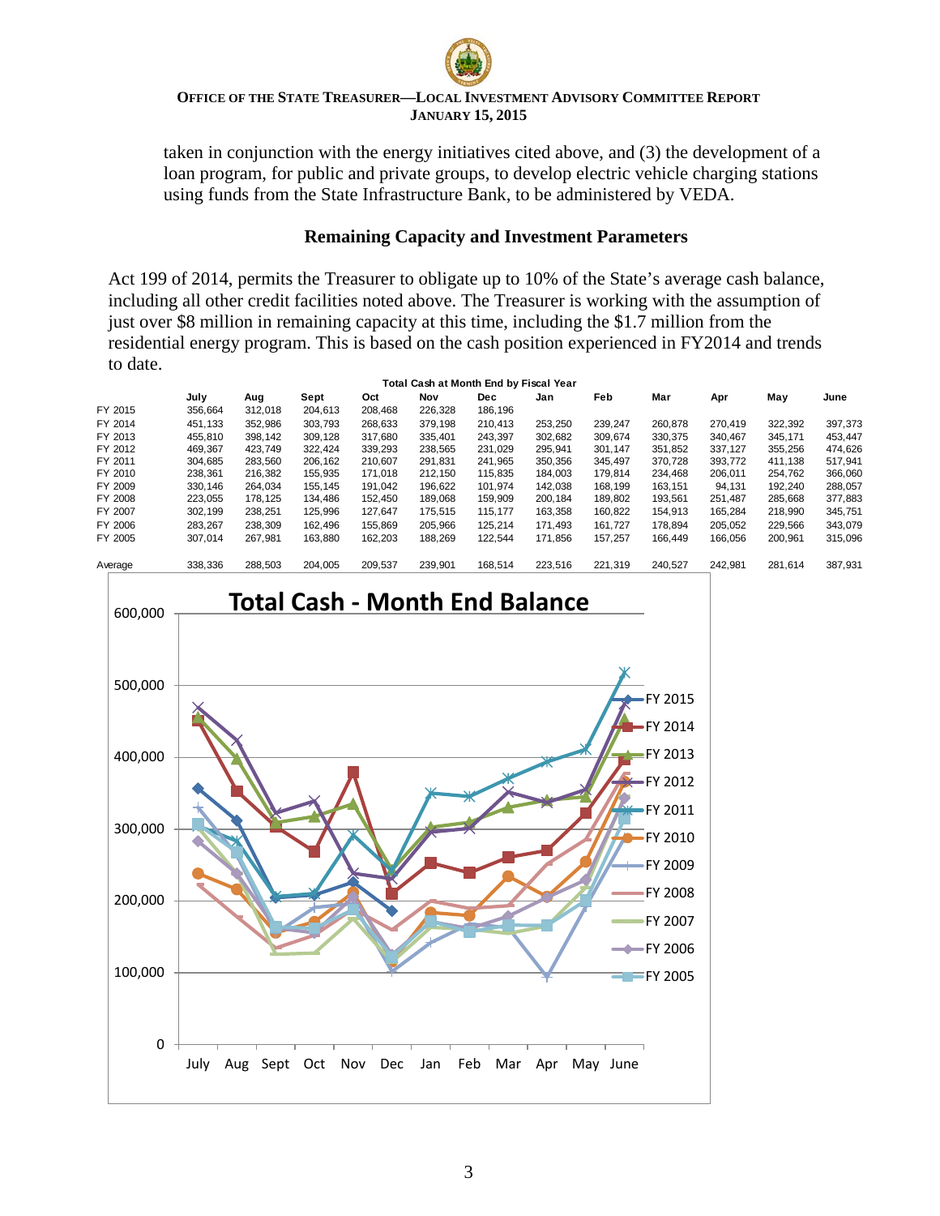taken in conjunction with the energy initiatives cited above, and (3) the development of a loan program, for public and private groups, to develop electric vehicle charging stations using funds from the State Infrastructure Bank, to be administered by VEDA.

### Remaining Capacity and Investment Parameters

Act 199 of 2014, permits the Treasurer to obligate up to 10% of the State's average cash balance, including all other credit facilities noted above. The Treasurer is working with the assumption of just over $8 million in remaining capacity at this time, including the $1.7 million from the residential energy program. This is based on the cash position experienced in FY2014 and trends to date.

**Total Cash at Month End by Fiscal Year**

| | July | Aug | Sept | Oct | Nov | Dec | Jan | Feb | Mar | Apr | May | June |
|---|---|---|---|---|---|---|---|---|---|---|---|---|
| FY 2015 | 356,664 | 312,018 | 204,613 | 208,468 | 226,328 | 186,196 | | | | | | |
| FY 2014 | 451,133 | 352,986 | 303,793 | 268,633 | 379,198 | 210,413 | 253,250 | 239,247 | 260,878 | 270,419 | 322,392 | 397,373 |
| FY 2013 | 455,810 | 398,142 | 309,128 | 317,680 | 335,401 | 243,397 | 302,682 | 309,674 | 330,375 | 340,467 | 345,171 | 453,447 |
| FY 2012 | 469,367 | 423,749 | 322,424 | 339,293 | 238,565 | 231,029 | 295,941 | 301,147 | 351,852 | 337,127 | 355,256 | 474,626 |
| FY 2011 | 304,685 | 283,560 | 206,162 | 210,607 | 291,831 | 241,965 | 350,356 | 345,497 | 370,728 | 393,772 | 411,138 | 517,941 |
| FY 2010 | 238,361 | 216,382 | 155,935 | 171,018 | 212,150 | 115,835 | 184,003 | 179,814 | 234,468 | 206,011 | 254,762 | 366,060 |
| FY 2009 | 330,146 | 264,034 | 155,145 | 191,042 | 196,622 | 101,974 | 142,038 | 168,199 | 163,151 | 94,131 | 192,240 | 288,057 |
| FY 2008 | 223,055 | 178,125 | 134,486 | 152,450 | 189,068 | 159,909 | 200,184 | 189,802 | 193,561 | 251,487 | 285,668 | 377,883 |
| FY 2007 | 302,199 | 238,251 | 125,996 | 127,647 | 175,515 | 115,177 | 163,358 | 160,822 | 154,913 | 165,284 | 218,990 | 345,751 |
| FY 2006 | 283,267 | 238,309 | 162,496 | 155,869 | 205,966 | 125,214 | 171,493 | 161,727 | 178,894 | 205,052 | 229,566 | 343,079 |
| FY 2005 | 307,014 | 267,981 | 163,880 | 162,203 | 188,269 | 122,544 | 171,856 | 157,257 | 166,449 | 166,056 | 200,961 | 315,096 |
| Average | 338,336 | 288,503 | 204,005 | 209,537 | 239,901 | 168,514 | 223,516 | 221,319 | 240,527 | 242,981 | 281,614 | 387,931 |

**Total Cash - Month End Balance**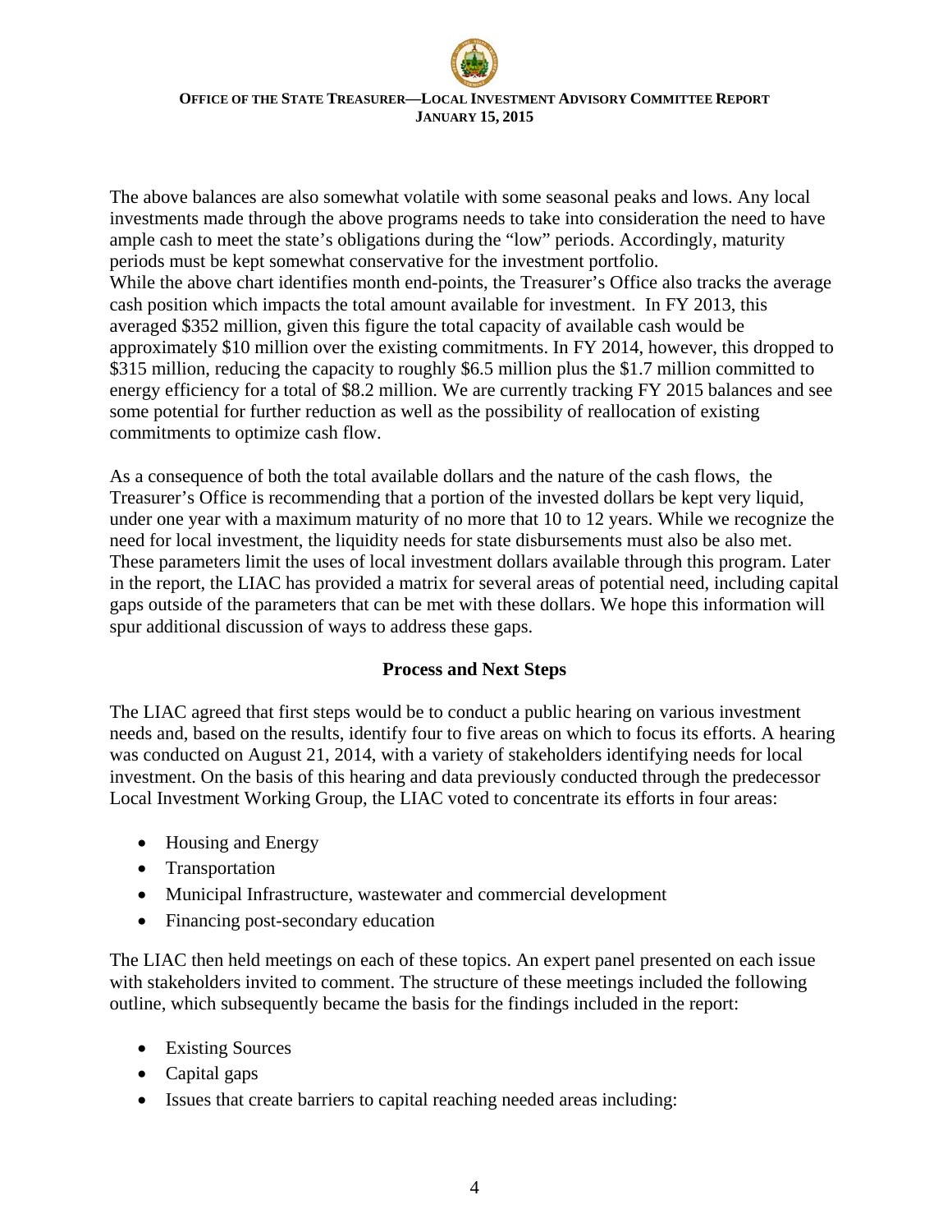The above balances are also somewhat volatile with some seasonal peaks and lows. Any local investments made through the above programs needs to take into consideration the need to have ample cash to meet the state's obligations during the "low" periods. Accordingly, maturity periods must be kept somewhat conservative for the investment portfolio.
While the above chart identifies month end-points, the Treasurer's Office also tracks the average cash position which impacts the total amount available for investment. In FY 2013, this averaged $352 million, given this figure the total capacity of available cash would be approximately $10 million over the existing commitments. In FY 2014, however, this dropped to $315 million, reducing the capacity to roughly $6.5 million plus the $1.7 million committed to energy efficiency for a total of $8.2 million. We are currently tracking FY 2015 balances and see some potential for further reduction as well as the possibility of reallocation of existing commitments to optimize cash flow.

As a consequence of both the total available dollars and the nature of the cash flows, the Treasurer's Office is recommending that a portion of the invested dollars be kept very liquid, under one year with a maximum maturity of no more that 10 to 12 years. While we recognize the need for local investment, the liquidity needs for state disbursements must also be also met. These parameters limit the uses of local investment dollars available through this program. Later in the report, the LIAC has provided a matrix for several areas of potential need, including capital gaps outside of the parameters that can be met with these dollars. We hope this information will spur additional discussion of ways to address these gaps.

## Process and Next Steps

The LIAC agreed that first steps would be to conduct a public hearing on various investment needs and, based on the results, identify four to five areas on which to focus its efforts. A hearing was conducted on August 21, 2014, with a variety of stakeholders identifying needs for local investment. On the basis of this hearing and data previously conducted through the predecessor Local Investment Working Group, the LIAC voted to concentrate its efforts in four areas:

- Housing and Energy
- Transportation
- Municipal Infrastructure, wastewater and commercial development
- Financing post-secondary education

The LIAC then held meetings on each of these topics. An expert panel presented on each issue with stakeholders invited to comment. The structure of these meetings included the following outline, which subsequently became the basis for the findings included in the report:

- Existing Sources
- Capital gaps
- Issues that create barriers to capital reaching needed areas including: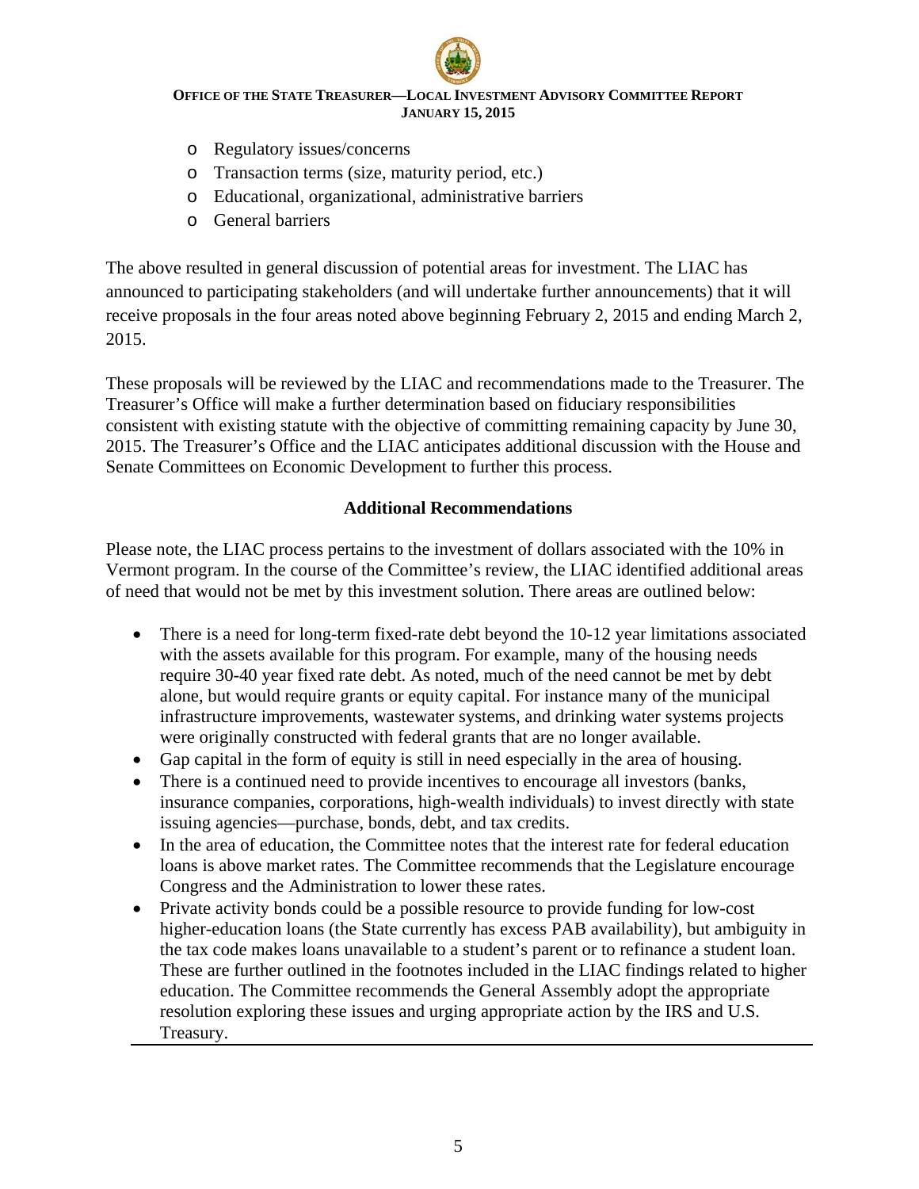- Regulatory issues/concerns
- Transaction terms (size, maturity period, etc.)
- Educational, organizational, administrative barriers
- General barriers

The above resulted in general discussion of potential areas for investment. The LIAC has announced to participating stakeholders (and will undertake further announcements) that it will receive proposals in the four areas noted above beginning February 2, 2015 and ending March 2, 2015.

These proposals will be reviewed by the LIAC and recommendations made to the Treasurer. The Treasurer's Office will make a further determination based on fiduciary responsibilities consistent with existing statute with the objective of committing remaining capacity by June 30, 2015. The Treasurer's Office and the LIAC anticipates additional discussion with the House and Senate Committees on Economic Development to further this process.

**Additional Recommendations**

Please note, the LIAC process pertains to the investment of dollars associated with the 10% in Vermont program. In the course of the Committee's review, the LIAC identified additional areas of need that would not be met by this investment solution. There areas are outlined below:

- There is a need for long-term fixed-rate debt beyond the 10-12 year limitations associated with the assets available for this program. For example, many of the housing needs require 30-40 year fixed rate debt. As noted, much of the need cannot be met by debt alone, but would require grants or equity capital. For instance many of the municipal infrastructure improvements, wastewater systems, and drinking water systems projects were originally constructed with federal grants that are no longer available.
- Gap capital in the form of equity is still in need especially in the area of housing.
- There is a continued need to provide incentives to encourage all investors (banks, insurance companies, corporations, high-wealth individuals) to invest directly with state issuing agencies—purchase, bonds, debt, and tax credits.
- In the area of education, the Committee notes that the interest rate for federal education loans is above market rates. The Committee recommends that the Legislature encourage Congress and the Administration to lower these rates.
- Private activity bonds could be a possible resource to provide funding for low-cost higher-education loans (the State currently has excess PAB availability), but ambiguity in the tax code makes loans unavailable to a student's parent or to refinance a student loan. These are further outlined in the footnotes included in the LIAC findings related to higher education. The Committee recommends the General Assembly adopt the appropriate resolution exploring these issues and urging appropriate action by the IRS and U.S. Treasury.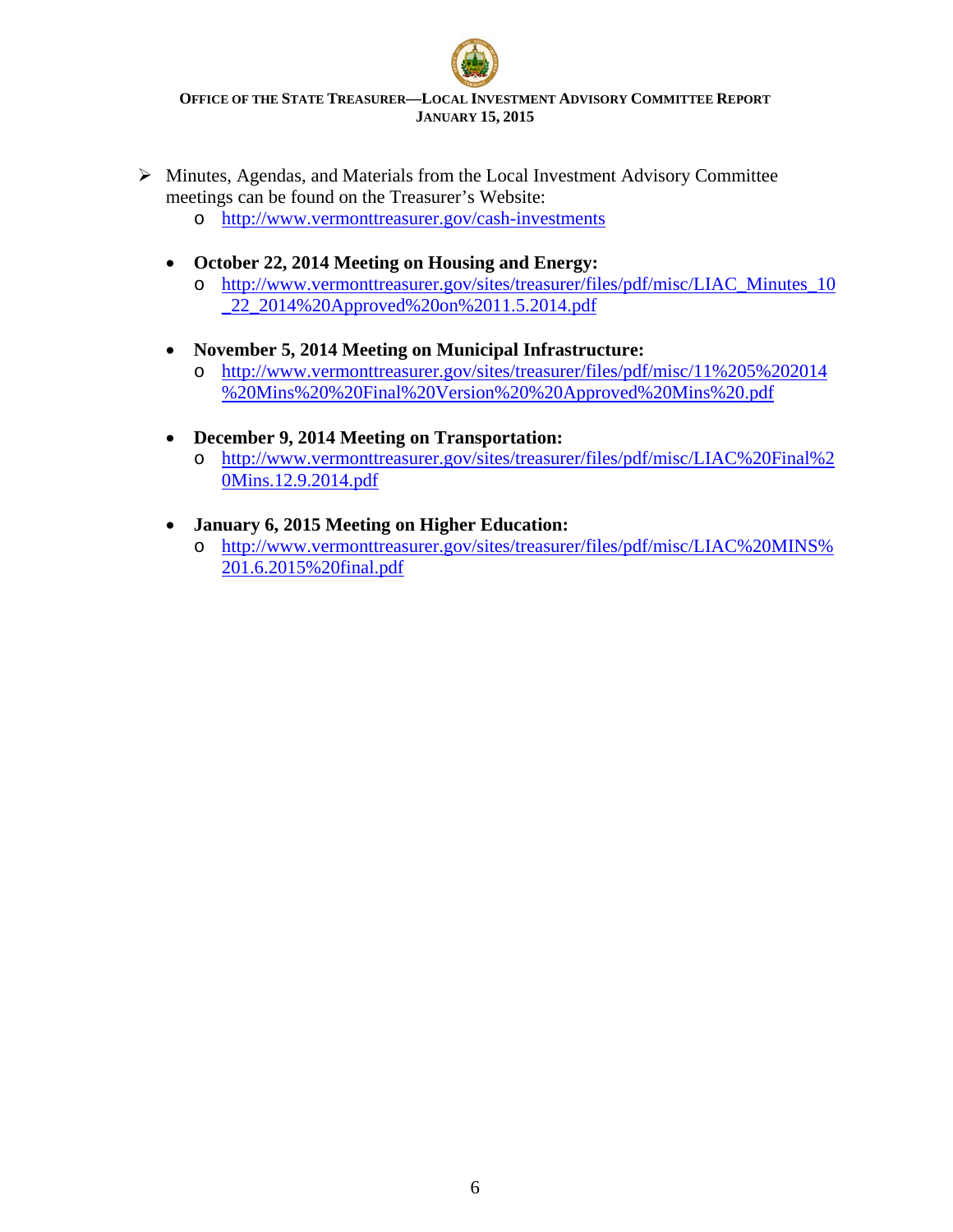- Minutes, Agendas, and Materials from the Local Investment Advisory Committee meetings can be found on the Treasurer's Website:
  - http://www.vermonttreasurer.gov/cash-investments

- **October 22, 2014 Meeting on Housing and Energy:**
  - http://www.vermonttreasurer.gov/sites/treasurer/files/pdf/misc/LIAC_Minutes_10_22_2014%20Approved%20on%2011.5.2014.pdf

- **November 5, 2014 Meeting on Municipal Infrastructure:**
  - http://www.vermonttreasurer.gov/sites/treasurer/files/pdf/misc/11%205%202014%20Mins%20%20Final%20Version%20%20Approved%20Mins%20.pdf

- **December 9, 2014 Meeting on Transportation:**
  - http://www.vermonttreasurer.gov/sites/treasurer/files/pdf/misc/LIAC%20Final%20Mins.12.9.2014.pdf

- **January 6, 2015 Meeting on Higher Education:**
  - http://www.vermonttreasurer.gov/sites/treasurer/files/pdf/misc/LIAC%20MINS%201.6.2015%20final.pdf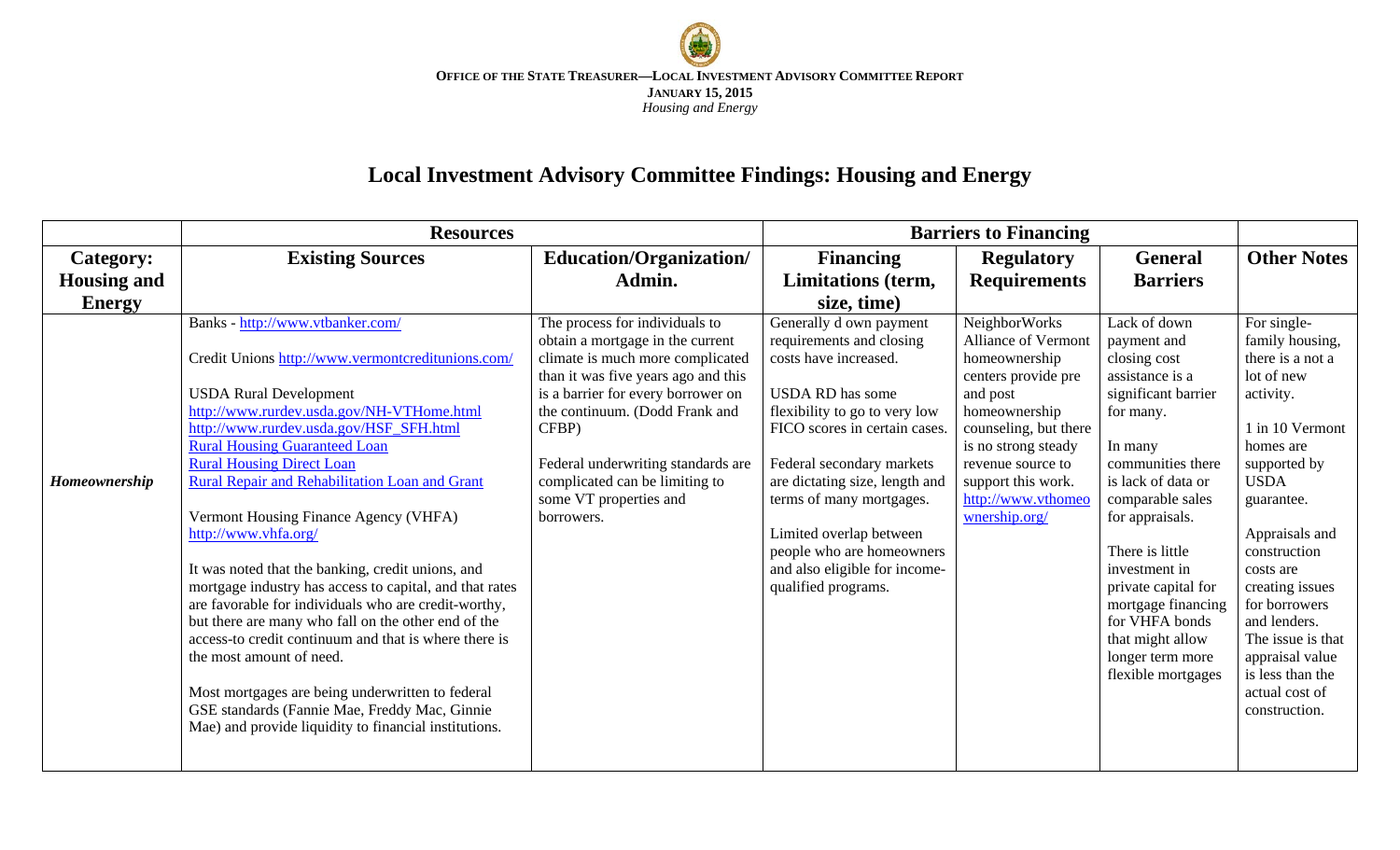# Local Investment Advisory Committee Findings: Housing and Energy

| | Resources | | Barriers to Financing | | | |
|---|---|---|---|---|---|---|
| **Category: Housing and Energy** | **Existing Sources** | **Education/Organization/ Admin.** | **Financing Limitations (term, size, time)** | **Regulatory Requirements** | **General Barriers** | **Other Notes** |
| ***Homeownership*** | Banks - http://www.vtbanker.com/<br><br>Credit Unions http://www.vermontcreditunions.com/<br><br>USDA Rural Development<br>http://www.rurdev.usda.gov/NH-VTHome.html<br>http://www.rurdev.usda.gov/HSF_SFH.html<br>Rural Housing Guaranteed Loan<br>Rural Housing Direct Loan<br>Rural Repair and Rehabilitation Loan and Grant<br><br>Vermont Housing Finance Agency (VHFA)<br>http://www.vhfa.org/<br><br>It was noted that the banking, credit unions, and mortgage industry has access to capital, and that rates are favorable for individuals who are credit-worthy, but there are many who fall on the other end of the access-to credit continuum and that is where there is the most amount of need.<br><br>Most mortgages are being underwritten to federal GSE standards (Fannie Mae, Freddy Mac, Ginnie Mae) and provide liquidity to financial institutions. | The process for individuals to obtain a mortgage in the current climate is much more complicated than it was five years ago and this is a barrier for every borrower on the continuum. (Dodd Frank and CFBP)<br><br>Federal underwriting standards are complicated can be limiting to some VT properties and borrowers. | Generally d own payment requirements and closing costs have increased.<br><br>USDA RD has some flexibility to go to very low FICO scores in certain cases.<br><br>Federal secondary markets are dictating size, length and terms of many mortgages.<br><br>Limited overlap between people who are homeowners and also eligible for income-qualified programs. | NeighborWorks Alliance of Vermont homeownership centers provide pre and post homeownership counseling, but there is no strong steady revenue source to support this work. http://www.vthomeownership.org/ | Lack of down payment and closing cost assistance is a significant barrier for many.<br><br>In many communities there is lack of data or comparable sales for appraisals.<br><br>There is little investment in private capital for mortgage financing for VHFA bonds that might allow longer term more flexible mortgages | For single-family housing, there is a not a lot of new activity.<br><br>1 in 10 Vermont homes are supported by USDA guarantee.<br><br>Appraisals and construction costs are creating issues for borrowers and lenders. The issue is that appraisal value is less than the actual cost of construction. |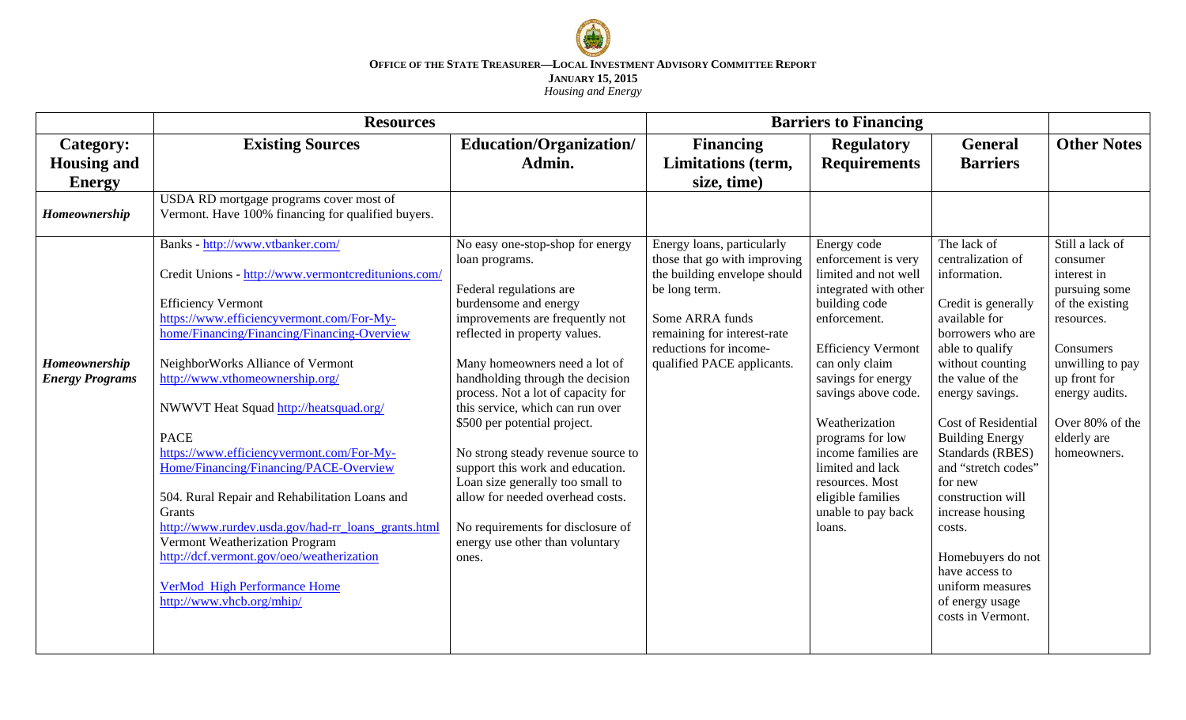**OFFICE OF THE STATE TREASURER—LOCAL INVESTMENT ADVISORY COMMITTEE REPORT**

**JANUARY 15, 2015**

*Housing and Energy*

| | **Resources** | | **Barriers to Financing** | | | |
|---|---|---|---|---|---|---|
| **Category: Housing and Energy** | **Existing Sources** | **Education/Organization/ Admin.** | **Financing Limitations (term, size, time)** | **Regulatory Requirements** | **General Barriers** | **Other Notes** |
| ***Homeownership*** | USDA RD mortgage programs cover most of Vermont. Have 100% financing for qualified buyers. | | | | | |
| ***Homeownership Energy Programs*** | Banks - http://www.vtbanker.com/<br><br>Credit Unions - http://www.vermontcreditunions.com/<br><br>Efficiency Vermont https://www.efficiencyvermont.com/For-My-home/Financing/Financing/Financing-Overview<br><br>NeighborWorks Alliance of Vermont http://www.vthomeownership.org/<br><br>NWWVT Heat Squad http://heatsquad.org/<br><br>PACE https://www.efficiencyvermont.com/For-My-Home/Financing/Financing/PACE-Overview<br><br>504. Rural Repair and Rehabilitation Loans and Grants http://www.rurdev.usda.gov/had-rr_loans_grants.html<br>Vermont Weatherization Program http://dcf.vermont.gov/oeo/weatherization<br><br>VerMod High Performance Home http://www.vhcb.org/mhip/ | No easy one-stop-shop for energy loan programs.<br><br>Federal regulations are burdensome and energy improvements are frequently not reflected in property values.<br><br>Many homeowners need a lot of handholding through the decision process. Not a lot of capacity for this service, which can run over $500 per potential project.<br><br>No strong steady revenue source to support this work and education. Loan size generally too small to allow for needed overhead costs.<br><br>No requirements for disclosure of energy use other than voluntary ones. | Energy loans, particularly those that go with improving the building envelope should be long term.<br><br>Some ARRA funds remaining for interest-rate reductions for income-qualified PACE applicants. | Energy code enforcement is very limited and not well integrated with other building code enforcement.<br><br>Efficiency Vermont can only claim savings for energy savings above code.<br><br>Weatherization programs for low income families are limited and lack resources. Most eligible families unable to pay back loans. | The lack of centralization of information.<br><br>Credit is generally available for borrowers who are able to qualify without counting the value of the energy savings.<br><br>Cost of Residential Building Energy Standards (RBES) and "stretch codes" for new construction will increase housing costs.<br><br>Homebuyers do not have access to uniform measures of energy usage costs in Vermont. | Still a lack of consumer interest in pursuing some of the existing resources.<br><br>Consumers unwilling to pay up front for energy audits.<br><br>Over 80% of the elderly are homeowners. |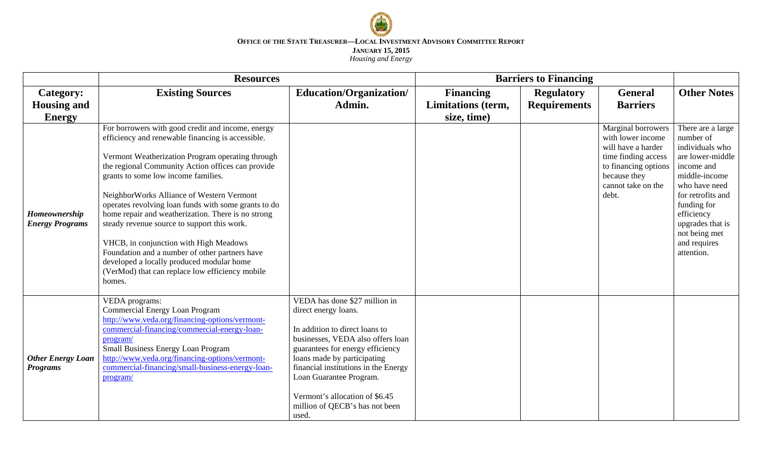**OFFICE OF THE STATE TREASURER—LOCAL INVESTMENT ADVISORY COMMITTEE REPORT**

**JANUARY 15, 2015**

*Housing and Energy*

| | **Resources** | | **Barriers to Financing** | | | |
|---|---|---|---|---|---|---|
| **Category: Housing and Energy** | **Existing Sources** | **Education/Organization/ Admin.** | **Financing Limitations (term, size, time)** | **Regulatory Requirements** | **General Barriers** | **Other Notes** |
| ***Homeownership Energy Programs*** | For borrowers with good credit and income, energy efficiency and renewable financing is accessible.<br><br>Vermont Weatherization Program operating through the regional Community Action offices can provide grants to some low income families.<br><br>NeighborWorks Alliance of Western Vermont operates revolving loan funds with some grants to do home repair and weatherization. There is no strong steady revenue source to support this work.<br><br>VHCB, in conjunction with High Meadows Foundation and a number of other partners have developed a locally produced modular home (VerMod) that can replace low efficiency mobile homes. | | | | Marginal borrowers with lower income will have a harder time finding access to financing options because they cannot take on the debt. | There are a large number of individuals who are lower-middle income and middle-income who have need for retrofits and funding for efficiency upgrades that is not being met and requires attention. |
| ***Other Energy Loan Programs*** | VEDA programs:<br>Commercial Energy Loan Program<br>http://www.veda.org/financing-options/vermont-commercial-financing/commercial-energy-loan-program/<br>Small Business Energy Loan Program<br>http://www.veda.org/financing-options/vermont-commercial-financing/small-business-energy-loan-program/ | VEDA has done $27 million in direct energy loans.<br><br>In addition to direct loans to businesses, VEDA also offers loan guarantees for energy efficiency loans made by participating financial institutions in the Energy Loan Guarantee Program.<br><br>Vermont's allocation of $6.45 million of QECB's has not been used. | | | | |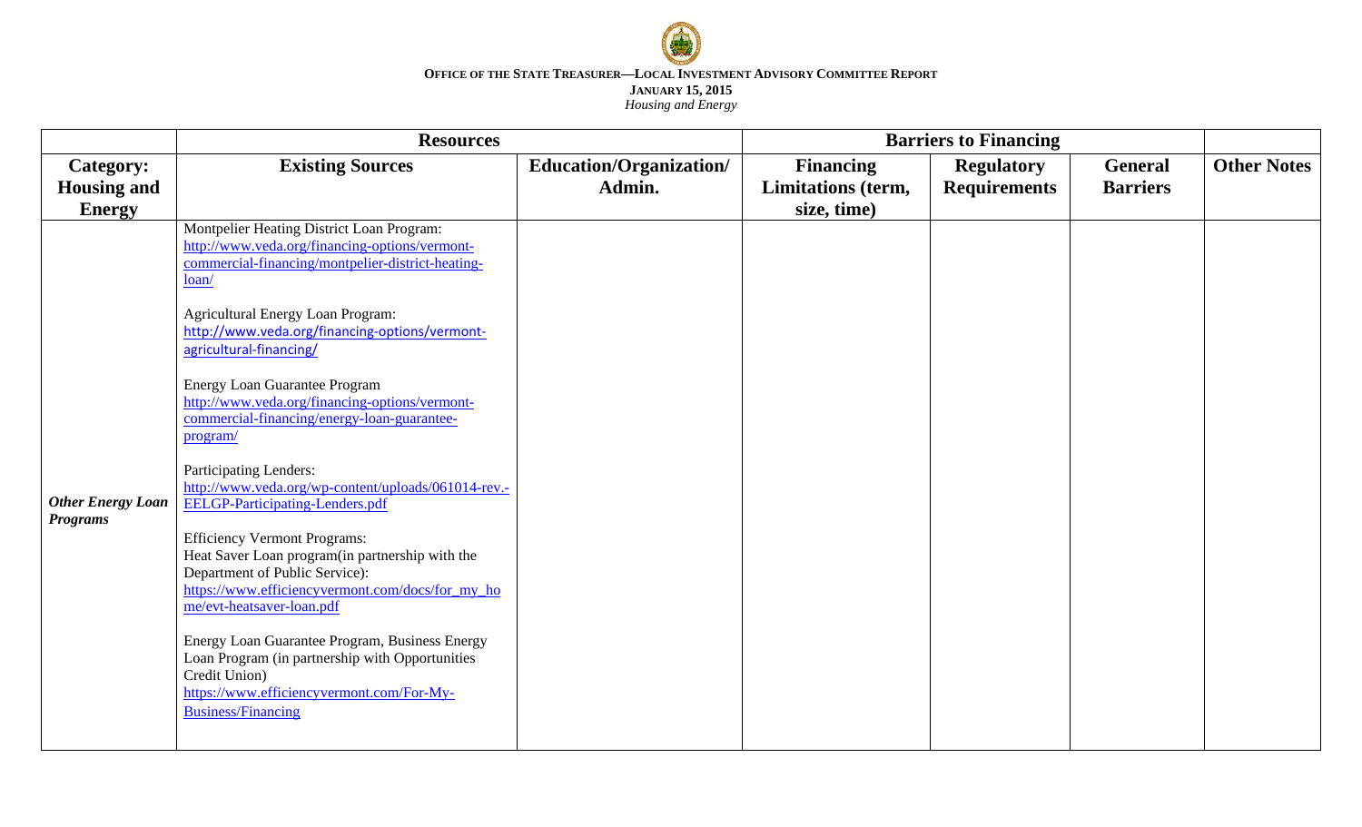**OFFICE OF THE STATE TREASURER—LOCAL INVESTMENT ADVISORY COMMITTEE REPORT**

**JANUARY 15, 2015**

*Housing and Energy*

| | **Resources** | | **Barriers to Financing** | | | |
|---|---|---|---|---|---|---|
| **Category: Housing and Energy** | **Existing Sources** | **Education/Organization/ Admin.** | **Financing Limitations (term, size, time)** | **Regulatory Requirements** | **General Barriers** | **Other Notes** |
| ***Other Energy Loan Programs*** | Montpelier Heating District Loan Program: http://www.veda.org/financing-options/vermont-commercial-financing/montpelier-district-heating-loan/ <br><br> Agricultural Energy Loan Program: http://www.veda.org/financing-options/vermont-agricultural-financing/ <br><br> Energy Loan Guarantee Program http://www.veda.org/financing-options/vermont-commercial-financing/energy-loan-guarantee-program/ <br><br> Participating Lenders: http://www.veda.org/wp-content/uploads/061014-rev.-EELGP-Participating-Lenders.pdf <br><br> Efficiency Vermont Programs: <br> Heat Saver Loan program(in partnership with the Department of Public Service): https://www.efficiencyvermont.com/docs/for_my_home/evt-heatsaver-loan.pdf <br><br> Energy Loan Guarantee Program, Business Energy Loan Program (in partnership with Opportunities Credit Union) https://www.efficiencyvermont.com/For-My-Business/Financing | | | | | |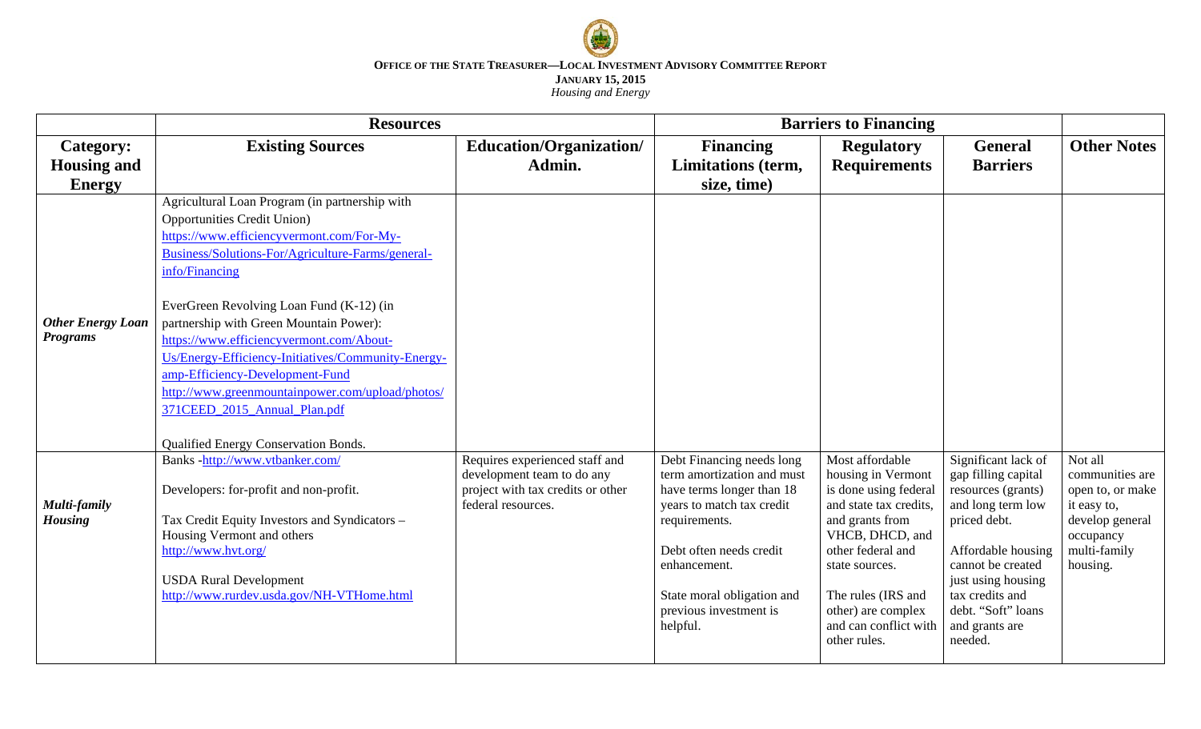**OFFICE OF THE STATE TREASURER—LOCAL INVESTMENT ADVISORY COMMITTEE REPORT**

**JANUARY 15, 2015**

*Housing and Energy*

| | Resources | | Barriers to Financing | | | |
|---|---|---|---|---|---|---|
| **Category: Housing and Energy** | **Existing Sources** | **Education/Organization/ Admin.** | **Financing Limitations (term, size, time)** | **Regulatory Requirements** | **General Barriers** | **Other Notes** |
| ***Other Energy Loan Programs*** | Agricultural Loan Program (in partnership with Opportunities Credit Union) https://www.efficiencyvermont.com/For-My-Business/Solutions-For/Agriculture-Farms/general-info/Financing<br><br>EverGreen Revolving Loan Fund (K-12) (in partnership with Green Mountain Power): https://www.efficiencyvermont.com/About-Us/Energy-Efficiency-Initiatives/Community-Energy-amp-Efficiency-Development-Fund http://www.greenmountainpower.com/upload/photos/371CEED_2015_Annual_Plan.pdf<br><br>Qualified Energy Conservation Bonds. | | | | | |
| ***Multi-family Housing*** | Banks -http://www.vtbanker.com/<br><br>Developers: for-profit and non-profit.<br><br>Tax Credit Equity Investors and Syndicators – Housing Vermont and others http://www.hvt.org/<br><br>USDA Rural Development http://www.rurdev.usda.gov/NH-VTHome.html | Requires experienced staff and development team to do any project with tax credits or other federal resources. | Debt Financing needs long term amortization and must have terms longer than 18 years to match tax credit requirements.<br><br>Debt often needs credit enhancement.<br><br>State moral obligation and previous investment is helpful. | Most affordable housing in Vermont is done using federal and state tax credits, and grants from VHCB, DHCD, and other federal and state sources.<br><br>The rules (IRS and other) are complex and can conflict with other rules. | Significant lack of gap filling capital resources (grants) and long term low priced debt.<br><br>Affordable housing cannot be created just using housing tax credits and debt. "Soft" loans and grants are needed. | Not all communities are open to, or make it easy to, develop general occupancy multi-family housing. |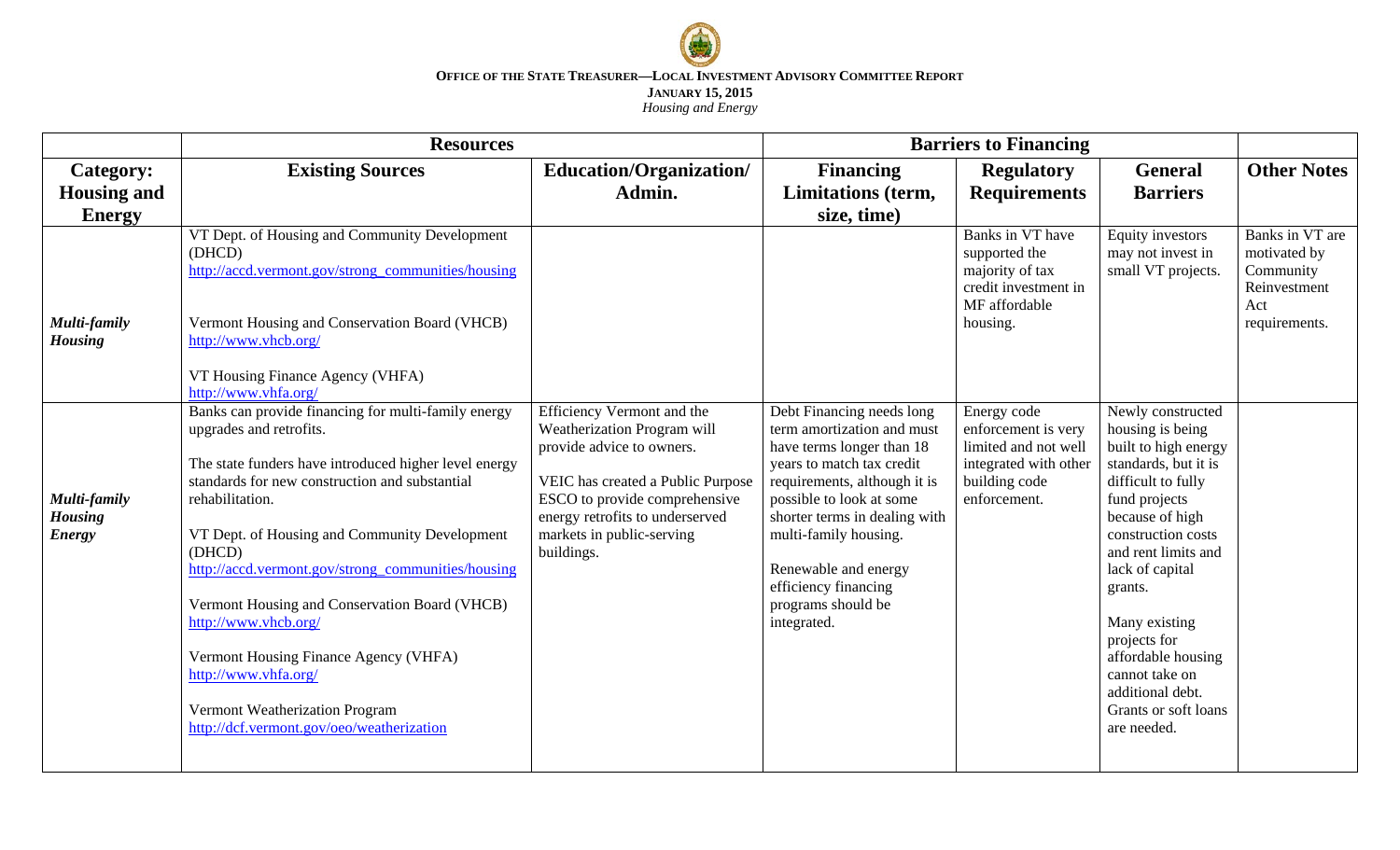**OFFICE OF THE STATE TREASURER—LOCAL INVESTMENT ADVISORY COMMITTEE REPORT**

**JANUARY 15, 2015**

*Housing and Energy*

| | Resources | | Barriers to Financing | | | |
|---|---|---|---|---|---|---|
| **Category: Housing and Energy** | **Existing Sources** | **Education/Organization/ Admin.** | **Financing Limitations (term, size, time)** | **Regulatory Requirements** | **General Barriers** | **Other Notes** |
| ***Multi-family Housing*** | VT Dept. of Housing and Community Development (DHCD) http://accd.vermont.gov/strong_communities/housing<br><br>Vermont Housing and Conservation Board (VHCB) http://www.vhcb.org/<br><br>VT Housing Finance Agency (VHFA) http://www.vhfa.org/ | | | Banks in VT have supported the majority of tax credit investment in MF affordable housing. | Equity investors may not invest in small VT projects. | Banks in VT are motivated by Community Reinvestment Act requirements. |
| ***Multi-family Housing Energy*** | Banks can provide financing for multi-family energy upgrades and retrofits.<br><br>The state funders have introduced higher level energy standards for new construction and substantial rehabilitation.<br><br>VT Dept. of Housing and Community Development (DHCD) http://accd.vermont.gov/strong_communities/housing<br><br>Vermont Housing and Conservation Board (VHCB) http://www.vhcb.org/<br><br>Vermont Housing Finance Agency (VHFA) http://www.vhfa.org/<br><br>Vermont Weatherization Program http://dcf.vermont.gov/oeo/weatherization | Efficiency Vermont and the Weatherization Program will provide advice to owners.<br><br>VEIC has created a Public Purpose ESCO to provide comprehensive energy retrofits to underserved markets in public-serving buildings. | Debt Financing needs long term amortization and must have terms longer than 18 years to match tax credit requirements, although it is possible to look at some shorter terms in dealing with multi-family housing.<br><br>Renewable and energy efficiency financing programs should be integrated. | Energy code enforcement is very limited and not well integrated with other building code enforcement. | Newly constructed housing is being built to high energy standards, but it is difficult to fully fund projects because of high construction costs and rent limits and lack of capital grants.<br><br>Many existing projects for affordable housing cannot take on additional debt. Grants or soft loans are needed. | |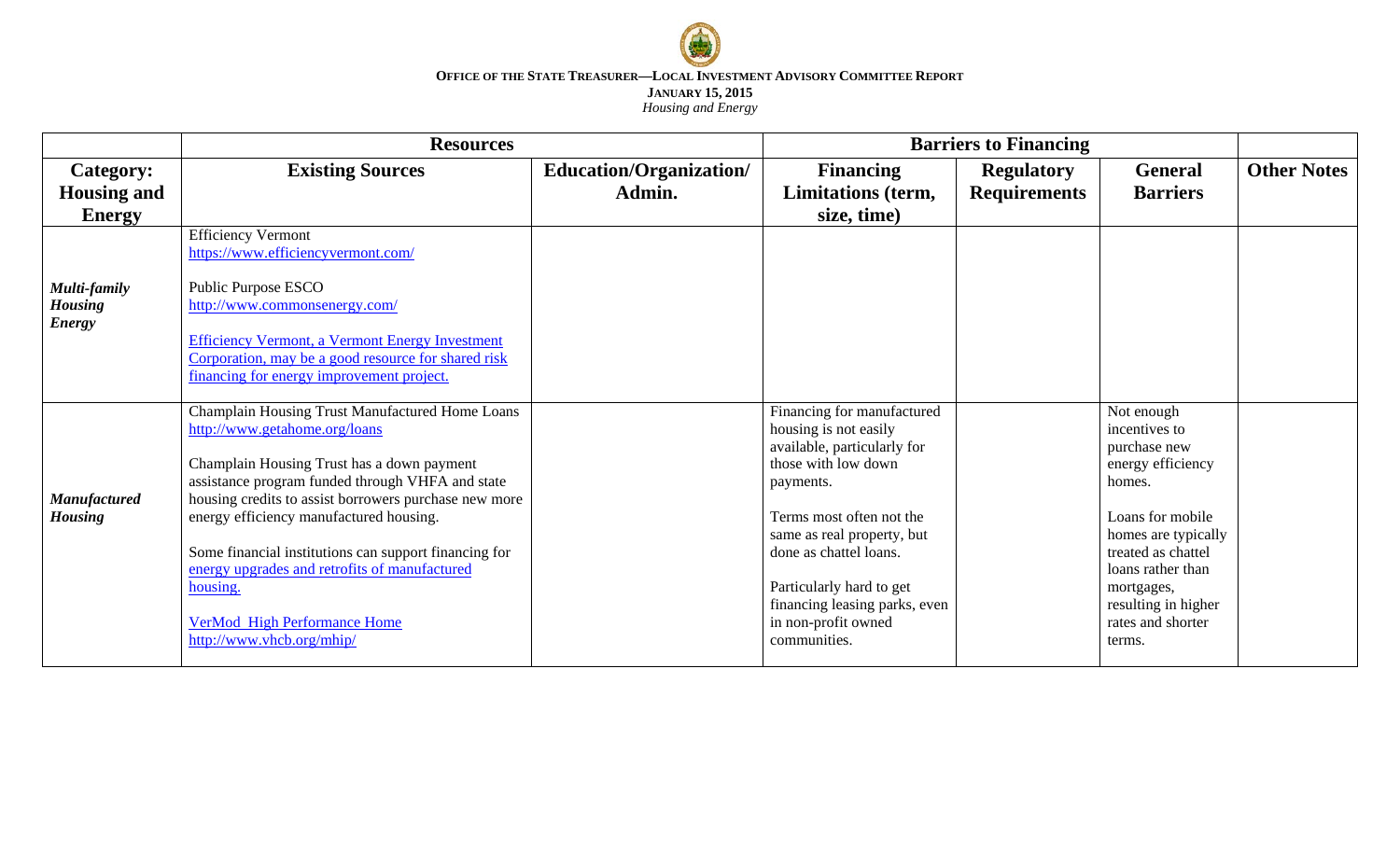**OFFICE OF THE STATE TREASURER—LOCAL INVESTMENT ADVISORY COMMITTEE REPORT**

**JANUARY 15, 2015**

*Housing and Energy*

| | Resources | | Barriers to Financing | | | |
|---|---|---|---|---|---|---|
| **Category: Housing and Energy** | **Existing Sources** | **Education/Organization/ Admin.** | **Financing Limitations (term, size, time)** | **Regulatory Requirements** | **General Barriers** | **Other Notes** |
| ***Multi-family Housing Energy*** | Efficiency Vermont https://www.efficiencyvermont.com/<br><br>Public Purpose ESCO http://www.commonsenergy.com/<br><br>Efficiency Vermont, a Vermont Energy Investment Corporation, may be a good resource for shared risk financing for energy improvement project. | | | | | |
| ***Manufactured Housing*** | Champlain Housing Trust Manufactured Home Loans http://www.getahome.org/loans<br><br>Champlain Housing Trust has a down payment assistance program funded through VHFA and state housing credits to assist borrowers purchase new more energy efficiency manufactured housing.<br><br>Some financial institutions can support financing for energy upgrades and retrofits of manufactured housing.<br><br>VerMod High Performance Home http://www.vhcb.org/mhip/ | | Financing for manufactured housing is not easily available, particularly for those with low down payments.<br><br>Terms most often not the same as real property, but done as chattel loans.<br><br>Particularly hard to get financing leasing parks, even in non-profit owned communities. | | Not enough incentives to purchase new energy efficiency homes.<br><br>Loans for mobile homes are typically treated as chattel loans rather than mortgages, resulting in higher rates and shorter terms. | |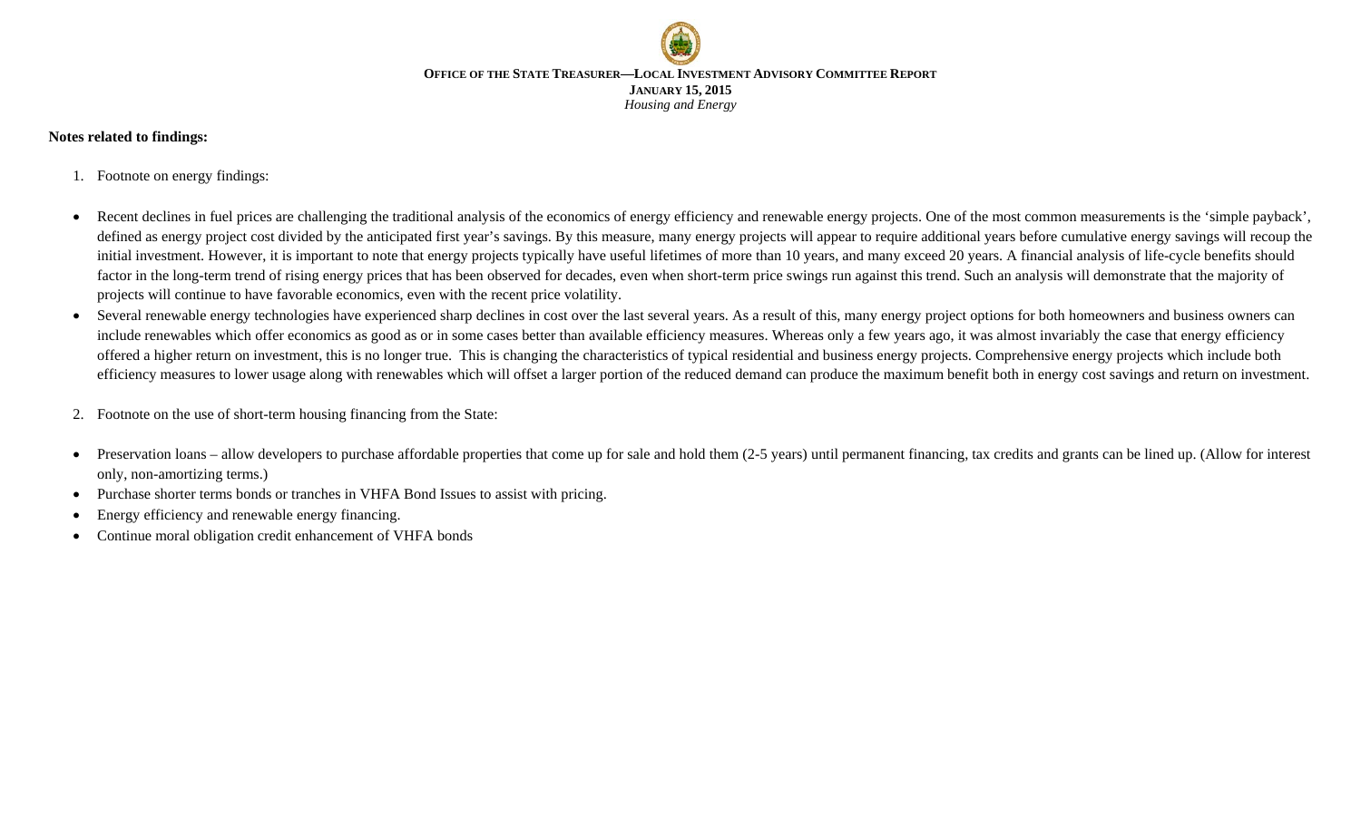**Notes related to findings:**

1. Footnote on energy findings:

- Recent declines in fuel prices are challenging the traditional analysis of the economics of energy efficiency and renewable energy projects. One of the most common measurements is the 'simple payback', defined as energy project cost divided by the anticipated first year's savings. By this measure, many energy projects will appear to require additional years before cumulative energy savings will recoup the initial investment. However, it is important to note that energy projects typically have useful lifetimes of more than 10 years, and many exceed 20 years. A financial analysis of life-cycle benefits should factor in the long-term trend of rising energy prices that has been observed for decades, even when short-term price swings run against this trend. Such an analysis will demonstrate that the majority of projects will continue to have favorable economics, even with the recent price volatility.
- Several renewable energy technologies have experienced sharp declines in cost over the last several years. As a result of this, many energy project options for both homeowners and business owners can include renewables which offer economics as good as or in some cases better than available efficiency measures. Whereas only a few years ago, it was almost invariably the case that energy efficiency offered a higher return on investment, this is no longer true. This is changing the characteristics of typical residential and business energy projects. Comprehensive energy projects which include both efficiency measures to lower usage along with renewables which will offset a larger portion of the reduced demand can produce the maximum benefit both in energy cost savings and return on investment.

2. Footnote on the use of short-term housing financing from the State:

- Preservation loans – allow developers to purchase affordable properties that come up for sale and hold them (2-5 years) until permanent financing, tax credits and grants can be lined up. (Allow for interest only, non-amortizing terms.)
- Purchase shorter terms bonds or tranches in VHFA Bond Issues to assist with pricing.
- Energy efficiency and renewable energy financing.
- Continue moral obligation credit enhancement of VHFA bonds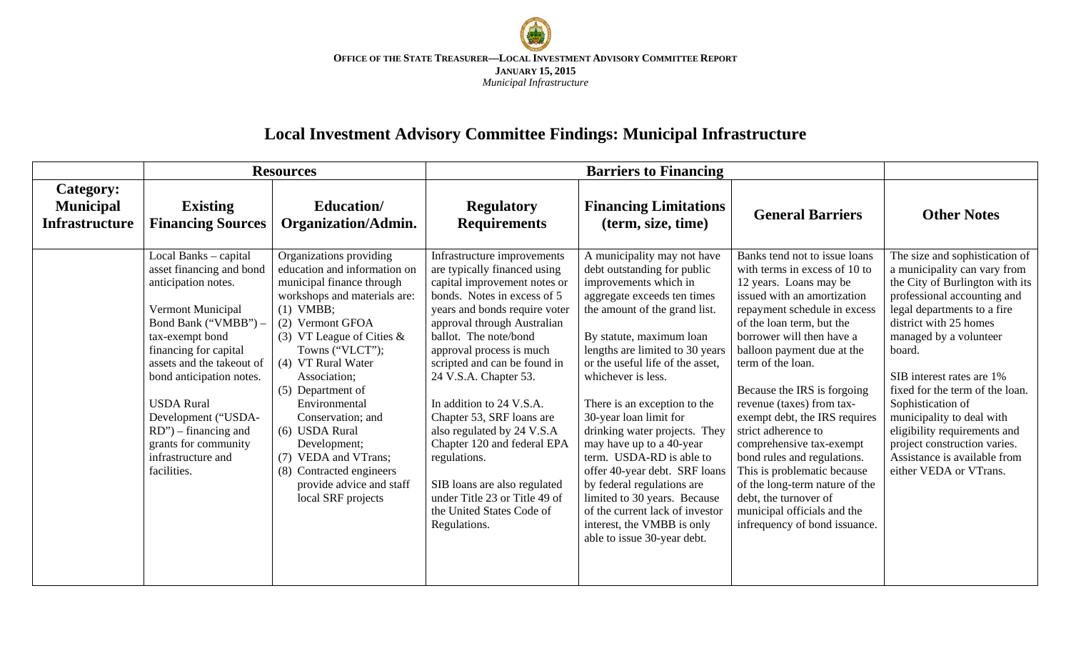**OFFICE OF THE STATE TREASURER—LOCAL INVESTMENT ADVISORY COMMITTEE REPORT**
**JANUARY 15, 2015**
*Municipal Infrastructure*

# Local Investment Advisory Committee Findings: Municipal Infrastructure

| | Resources | | Barriers to Financing | | | |
|---|---|---|---|---|---|---|
| **Category: Municipal Infrastructure** | **Existing Financing Sources** | **Education/ Organization/Admin.** | **Regulatory Requirements** | **Financing Limitations (term, size, time)** | **General Barriers** | **Other Notes** |
| | Local Banks – capital asset financing and bond anticipation notes.<br><br>Vermont Municipal Bond Bank ("VMBB") – tax-exempt bond financing for capital assets and the takeout of bond anticipation notes.<br><br>USDA Rural Development ("USDA-RD") – financing and grants for community infrastructure and facilities. | Organizations providing education and information on municipal finance through workshops and materials are:<br>(1) VMBB;<br>(2) Vermont GFOA<br>(3) VT League of Cities & Towns ("VLCT");<br>(4) VT Rural Water Association;<br>(5) Department of Environmental Conservation; and<br>(6) USDA Rural Development;<br>(7) VEDA and VTrans;<br>(8) Contracted engineers provide advice and staff local SRF projects | Infrastructure improvements are typically financed using capital improvement notes or bonds. Notes in excess of 5 years and bonds require voter approval through Australian ballot. The note/bond approval process is much scripted and can be found in 24 V.S.A. Chapter 53.<br><br>In addition to 24 V.S.A. Chapter 53, SRF loans are also regulated by 24 V.S.A Chapter 120 and federal EPA regulations.<br><br>SIB loans are also regulated under Title 23 or Title 49 of the United States Code of Regulations. | A municipality may not have debt outstanding for public improvements which in aggregate exceeds ten times the amount of the grand list.<br><br>By statute, maximum loan lengths are limited to 30 years or the useful life of the asset, whichever is less.<br><br>There is an exception to the 30-year loan limit for drinking water projects. They may have up to a 40-year term. USDA-RD is able to offer 40-year debt. SRF loans by federal regulations are limited to 30 years. Because of the current lack of investor interest, the VMBB is only able to issue 30-year debt. | Banks tend not to issue loans with terms in excess of 10 to 12 years. Loans may be issued with an amortization repayment schedule in excess of the loan term, but the borrower will then have a balloon payment due at the term of the loan.<br><br>Because the IRS is forgoing revenue (taxes) from tax-exempt debt, the IRS requires strict adherence to comprehensive tax-exempt bond rules and regulations. This is problematic because of the long-term nature of the debt, the turnover of municipal officials and the infrequency of bond issuance. | The size and sophistication of a municipality can vary from the City of Burlington with its professional accounting and legal departments to a fire district with 25 homes managed by a volunteer board.<br><br>SIB interest rates are 1% fixed for the term of the loan. Sophistication of municipality to deal with eligibility requirements and project construction varies. Assistance is available from either VEDA or VTrans. |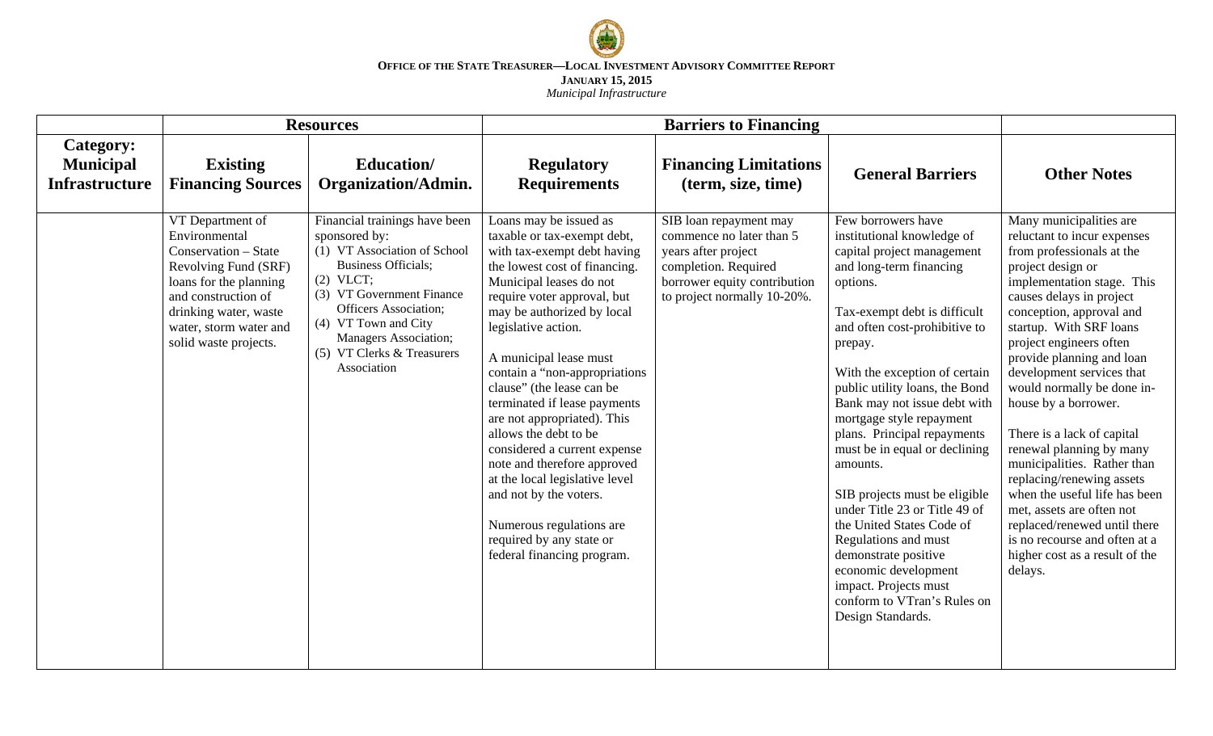**OFFICE OF THE STATE TREASURER—LOCAL INVESTMENT ADVISORY COMMITTEE REPORT**

**JANUARY 15, 2015**

*Municipal Infrastructure*

| | Resources | | Barriers to Financing | | | |
|---|---|---|---|---|---|---|
| **Category: Municipal Infrastructure** | **Existing Financing Sources** | **Education/ Organization/Admin.** | **Regulatory Requirements** | **Financing Limitations (term, size, time)** | **General Barriers** | **Other Notes** |
| | VT Department of Environmental Conservation – State Revolving Fund (SRF) loans for the planning and construction of drinking water, waste water, storm water and solid waste projects. | Financial trainings have been sponsored by:<br>(1) VT Association of School Business Officials;<br>(2) VLCT;<br>(3) VT Government Finance Officers Association;<br>(4) VT Town and City Managers Association;<br>(5) VT Clerks & Treasurers Association | Loans may be issued as taxable or tax-exempt debt, with tax-exempt debt having the lowest cost of financing. Municipal leases do not require voter approval, but may be authorized by local legislative action.<br><br>A municipal lease must contain a "non-appropriations clause" (the lease can be terminated if lease payments are not appropriated). This allows the debt to be considered a current expense note and therefore approved at the local legislative level and not by the voters.<br><br>Numerous regulations are required by any state or federal financing program. | SIB loan repayment may commence no later than 5 years after project completion. Required borrower equity contribution to project normally 10-20%. | Few borrowers have institutional knowledge of capital project management and long-term financing options.<br><br>Tax-exempt debt is difficult and often cost-prohibitive to prepay.<br><br>With the exception of certain public utility loans, the Bond Bank may not issue debt with mortgage style repayment plans. Principal repayments must be in equal or declining amounts.<br><br>SIB projects must be eligible under Title 23 or Title 49 of the United States Code of Regulations and must demonstrate positive economic development impact. Projects must conform to VTran's Rules on Design Standards. | Many municipalities are reluctant to incur expenses from professionals at the project design or implementation stage. This causes delays in project conception, approval and startup. With SRF loans project engineers often provide planning and loan development services that would normally be done in-house by a borrower.<br><br>There is a lack of capital renewal planning by many municipalities. Rather than replacing/renewing assets when the useful life has been met, assets are often not replaced/renewed until there is no recourse and often at a higher cost as a result of the delays. |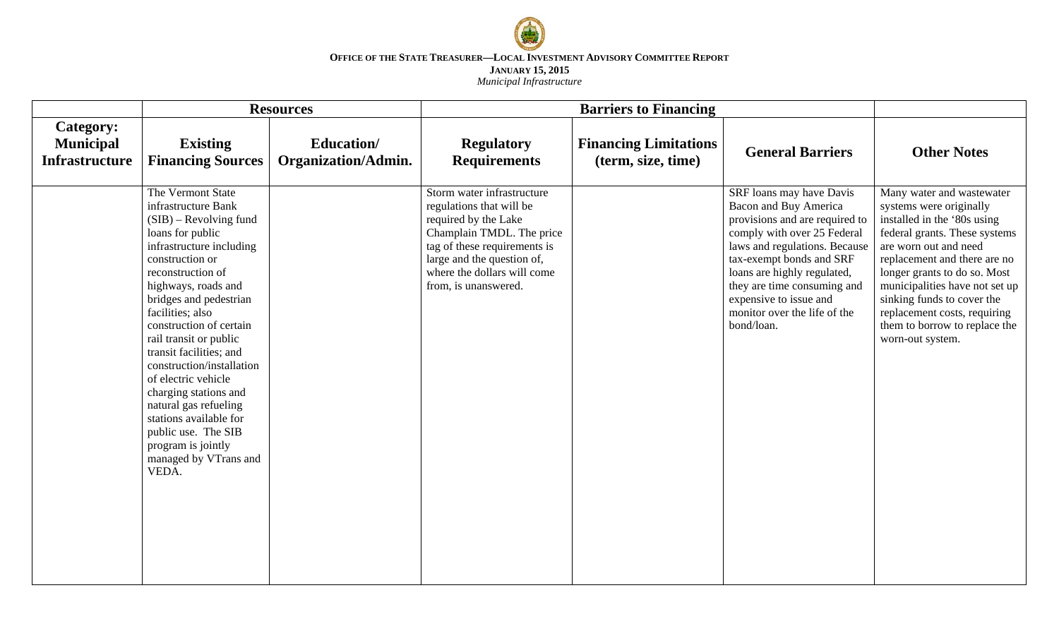**OFFICE OF THE STATE TREASURER—LOCAL INVESTMENT ADVISORY COMMITTEE REPORT**

**JANUARY 15, 2015**

*Municipal Infrastructure*

| | Resources | | Barriers to Financing | | | |
|---|---|---|---|---|---|---|
| **Category: Municipal Infrastructure** | **Existing Financing Sources** | **Education/ Organization/Admin.** | **Regulatory Requirements** | **Financing Limitations (term, size, time)** | **General Barriers** | **Other Notes** |
| | The Vermont State infrastructure Bank (SIB) – Revolving fund loans for public infrastructure including construction or reconstruction of highways, roads and bridges and pedestrian facilities; also construction of certain rail transit or public transit facilities; and construction/installation of electric vehicle charging stations and natural gas refueling stations available for public use. The SIB program is jointly managed by VTrans and VEDA. | | Storm water infrastructure regulations that will be required by the Lake Champlain TMDL. The price tag of these requirements is large and the question of, where the dollars will come from, is unanswered. | | SRF loans may have Davis Bacon and Buy America provisions and are required to comply with over 25 Federal laws and regulations. Because tax-exempt bonds and SRF loans are highly regulated, they are time consuming and expensive to issue and monitor over the life of the bond/loan. | Many water and wastewater systems were originally installed in the '80s using federal grants. These systems are worn out and need replacement and there are no longer grants to do so. Most municipalities have not set up sinking funds to cover the replacement costs, requiring them to borrow to replace the worn-out system. |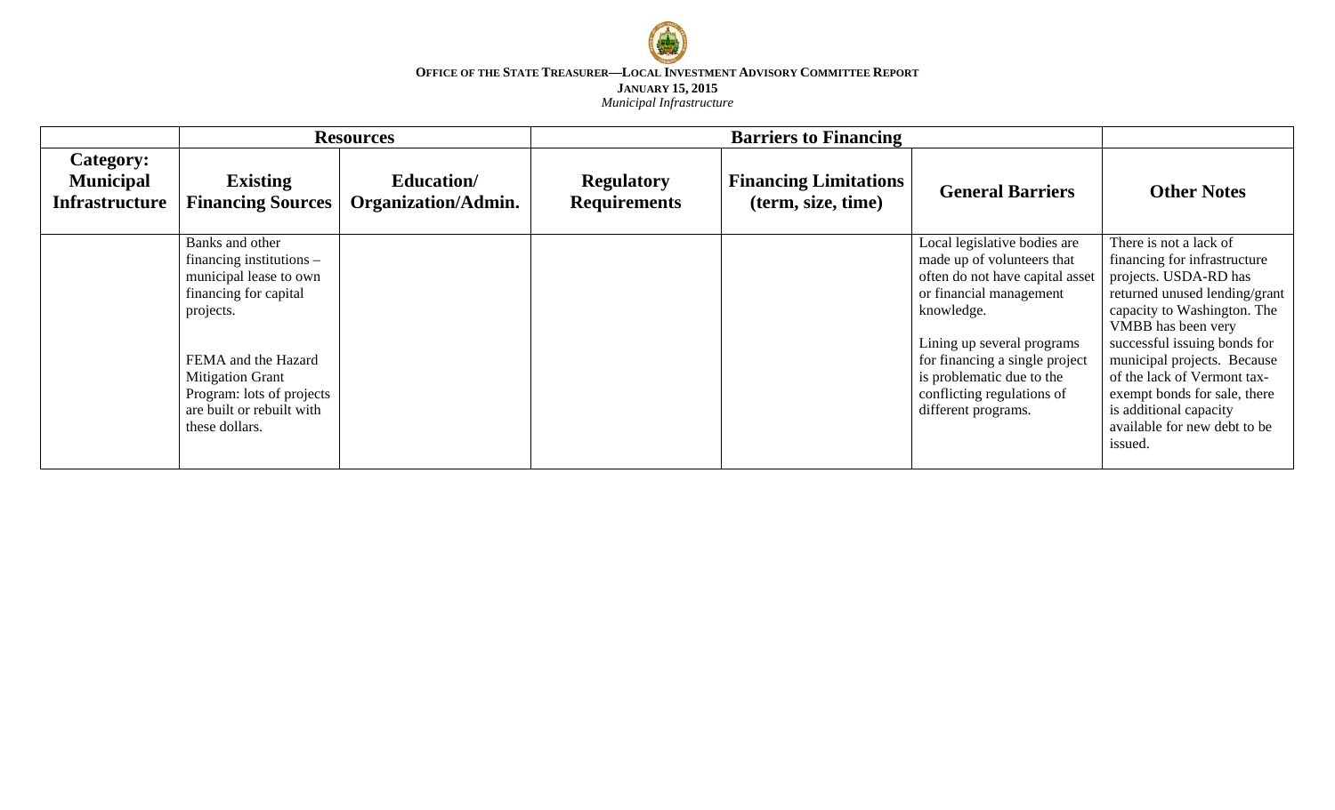**Office of the State Treasurer—Local Investment Advisory Committee Report**
**January 15, 2015**
*Municipal Infrastructure*

| | Resources | | Barriers to Financing | | | |
|---|---|---|---|---|---|---|
| **Category: Municipal Infrastructure** | **Existing Financing Sources** | **Education/ Organization/Admin.** | **Regulatory Requirements** | **Financing Limitations (term, size, time)** | **General Barriers** | **Other Notes** |
| | Banks and other financing institutions – municipal lease to own financing for capital projects.<br><br>FEMA and the Hazard Mitigation Grant Program: lots of projects are built or rebuilt with these dollars. | | | | Local legislative bodies are made up of volunteers that often do not have capital asset or financial management knowledge.<br><br>Lining up several programs for financing a single project is problematic due to the conflicting regulations of different programs. | There is not a lack of financing for infrastructure projects. USDA-RD has returned unused lending/grant capacity to Washington. The VMBB has been very successful issuing bonds for municipal projects. Because of the lack of Vermont tax-exempt bonds for sale, there is additional capacity available for new debt to be issued. |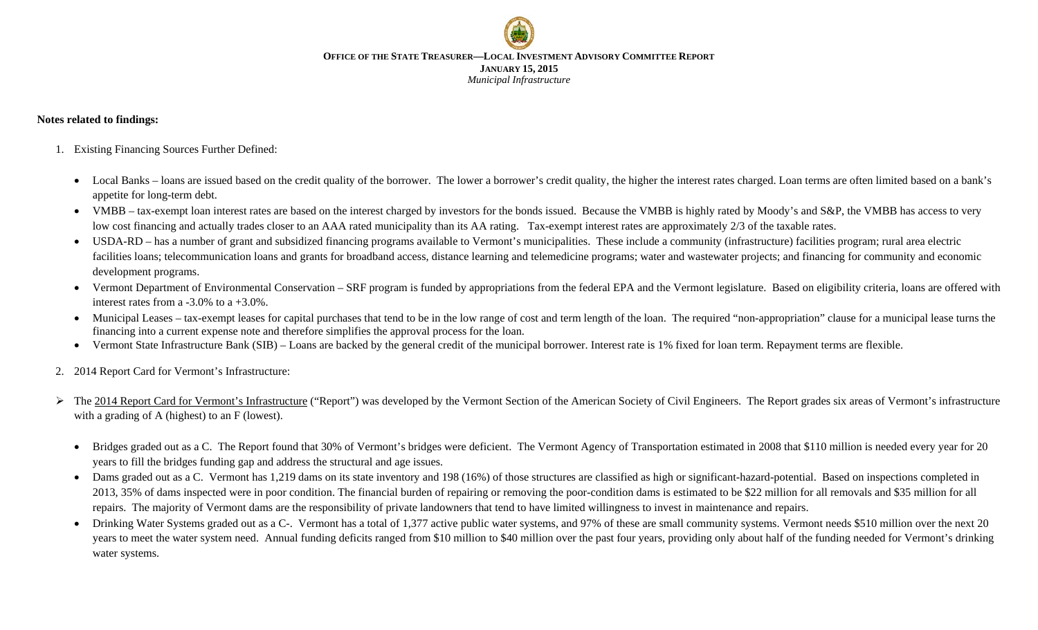**Notes related to findings:**

1. Existing Financing Sources Further Defined:

   - Local Banks – loans are issued based on the credit quality of the borrower. The lower a borrower's credit quality, the higher the interest rates charged. Loan terms are often limited based on a bank's appetite for long-term debt.
   - VMBB – tax-exempt loan interest rates are based on the interest charged by investors for the bonds issued. Because the VMBB is highly rated by Moody's and S&P, the VMBB has access to very low cost financing and actually trades closer to an AAA rated municipality than its AA rating. Tax-exempt interest rates are approximately 2/3 of the taxable rates.
   - USDA-RD – has a number of grant and subsidized financing programs available to Vermont's municipalities. These include a community (infrastructure) facilities program; rural area electric facilities loans; telecommunication loans and grants for broadband access, distance learning and telemedicine programs; water and wastewater projects; and financing for community and economic development programs.
   - Vermont Department of Environmental Conservation – SRF program is funded by appropriations from the federal EPA and the Vermont legislature. Based on eligibility criteria, loans are offered with interest rates from a -3.0% to a +3.0%.
   - Municipal Leases – tax-exempt leases for capital purchases that tend to be in the low range of cost and term length of the loan. The required "non-appropriation" clause for a municipal lease turns the financing into a current expense note and therefore simplifies the approval process for the loan.
   - Vermont State Infrastructure Bank (SIB) – Loans are backed by the general credit of the municipal borrower. Interest rate is 1% fixed for loan term. Repayment terms are flexible.

2. 2014 Report Card for Vermont's Infrastructure:

➢ The 2014 Report Card for Vermont's Infrastructure ("Report") was developed by the Vermont Section of the American Society of Civil Engineers. The Report grades six areas of Vermont's infrastructure with a grading of A (highest) to an F (lowest).

   - Bridges graded out as a C. The Report found that 30% of Vermont's bridges were deficient. The Vermont Agency of Transportation estimated in 2008 that $110 million is needed every year for 20 years to fill the bridges funding gap and address the structural and age issues.
   - Dams graded out as a C. Vermont has 1,219 dams on its state inventory and 198 (16%) of those structures are classified as high or significant-hazard-potential. Based on inspections completed in 2013, 35% of dams inspected were in poor condition. The financial burden of repairing or removing the poor-condition dams is estimated to be $22 million for all removals and $35 million for all repairs. The majority of Vermont dams are the responsibility of private landowners that tend to have limited willingness to invest in maintenance and repairs.
   - Drinking Water Systems graded out as a C-. Vermont has a total of 1,377 active public water systems, and 97% of these are small community systems. Vermont needs $510 million over the next 20 years to meet the water system need. Annual funding deficits ranged from $10 million to $40 million over the past four years, providing only about half of the funding needed for Vermont's drinking water systems.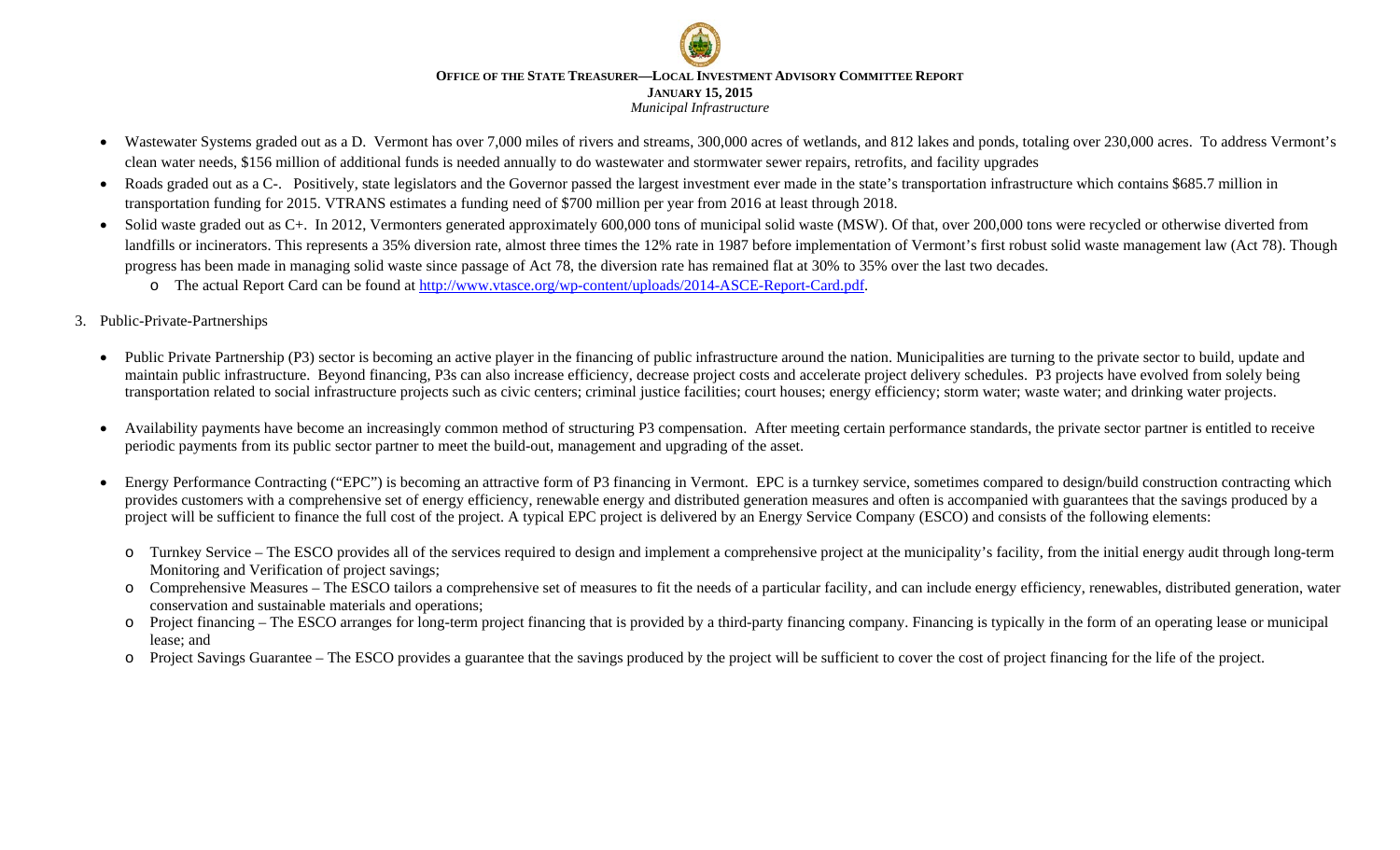- Wastewater Systems graded out as a D. Vermont has over 7,000 miles of rivers and streams, 300,000 acres of wetlands, and 812 lakes and ponds, totaling over 230,000 acres. To address Vermont's clean water needs, $156 million of additional funds is needed annually to do wastewater and stormwater sewer repairs, retrofits, and facility upgrades
- Roads graded out as a C-. Positively, state legislators and the Governor passed the largest investment ever made in the state's transportation infrastructure which contains $685.7 million in transportation funding for 2015. VTRANS estimates a funding need of $700 million per year from 2016 at least through 2018.
- Solid waste graded out as C+. In 2012, Vermonters generated approximately 600,000 tons of municipal solid waste (MSW). Of that, over 200,000 tons were recycled or otherwise diverted from landfills or incinerators. This represents a 35% diversion rate, almost three times the 12% rate in 1987 before implementation of Vermont's first robust solid waste management law (Act 78). Though progress has been made in managing solid waste since passage of Act 78, the diversion rate has remained flat at 30% to 35% over the last two decades.
  - The actual Report Card can be found at [http://www.vtasce.org/wp-content/uploads/2014-ASCE-Report-Card.pdf](http://www.vtasce.org/wp-content/uploads/2014-ASCE-Report-Card.pdf).

3. Public-Private-Partnerships

- Public Private Partnership (P3) sector is becoming an active player in the financing of public infrastructure around the nation. Municipalities are turning to the private sector to build, update and maintain public infrastructure. Beyond financing, P3s can also increase efficiency, decrease project costs and accelerate project delivery schedules. P3 projects have evolved from solely being transportation related to social infrastructure projects such as civic centers; criminal justice facilities; court houses; energy efficiency; storm water; waste water; and drinking water projects.

- Availability payments have become an increasingly common method of structuring P3 compensation. After meeting certain performance standards, the private sector partner is entitled to receive periodic payments from its public sector partner to meet the build-out, management and upgrading of the asset.

- Energy Performance Contracting ("EPC") is becoming an attractive form of P3 financing in Vermont. EPC is a turnkey service, sometimes compared to design/build construction contracting which provides customers with a comprehensive set of energy efficiency, renewable energy and distributed generation measures and often is accompanied with guarantees that the savings produced by a project will be sufficient to finance the full cost of the project. A typical EPC project is delivered by an Energy Service Company (ESCO) and consists of the following elements:

  - Turnkey Service – The ESCO provides all of the services required to design and implement a comprehensive project at the municipality's facility, from the initial energy audit through long-term Monitoring and Verification of project savings;
  - Comprehensive Measures – The ESCO tailors a comprehensive set of measures to fit the needs of a particular facility, and can include energy efficiency, renewables, distributed generation, water conservation and sustainable materials and operations;
  - Project financing – The ESCO arranges for long-term project financing that is provided by a third-party financing company. Financing is typically in the form of an operating lease or municipal lease; and
  - Project Savings Guarantee – The ESCO provides a guarantee that the savings produced by the project will be sufficient to cover the cost of project financing for the life of the project.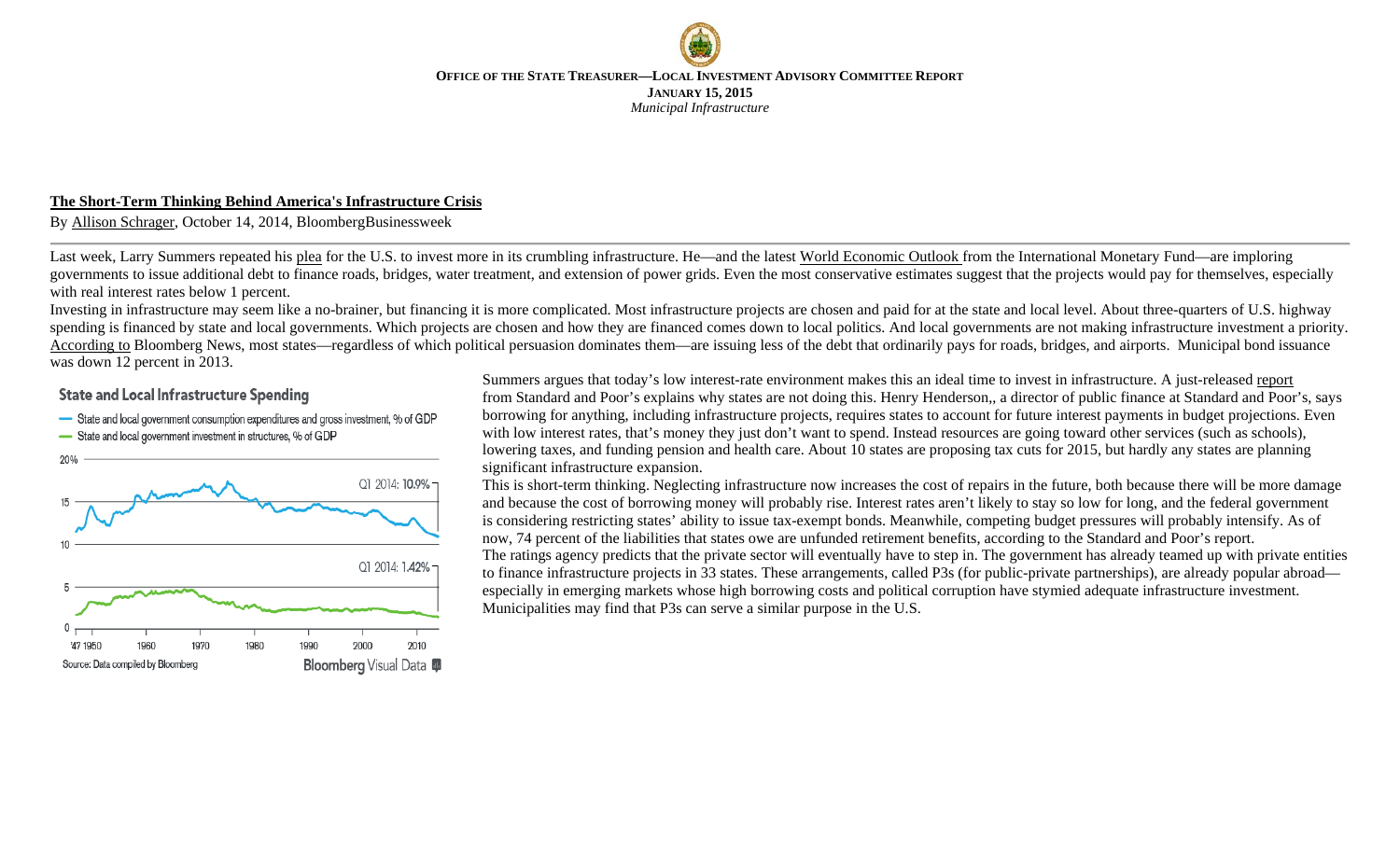**OFFICE OF THE STATE TREASURER—LOCAL INVESTMENT ADVISORY COMMITTEE REPORT**
**JANUARY 15, 2015**
*Municipal Infrastructure*

**The Short-Term Thinking Behind America's Infrastructure Crisis**

By Allison Schrager, October 14, 2014, BloombergBusinessweek

Last week, Larry Summers repeated his plea for the U.S. to invest more in its crumbling infrastructure. He—and the latest World Economic Outlook from the International Monetary Fund—are imploring governments to issue additional debt to finance roads, bridges, water treatment, and extension of power grids. Even the most conservative estimates suggest that the projects would pay for themselves, especially with real interest rates below 1 percent.

Investing in infrastructure may seem like a no-brainer, but financing it is more complicated. Most infrastructure projects are chosen and paid for at the state and local level. About three-quarters of U.S. highway spending is financed by state and local governments. Which projects are chosen and how they are financed comes down to local politics. And local governments are not making infrastructure investment a priority. According to Bloomberg News, most states—regardless of which political persuasion dominates them—are issuing less of the debt that ordinarily pays for roads, bridges, and airports. Municipal bond issuance was down 12 percent in 2013.

**State and Local Infrastructure Spending**

- State and local government consumption expenditures and gross investment, % of GDP (Q1 2014: 10.9%)
- State and local government investment in structures, % of GDP (Q1 2014: 1.42%)

Source: Data compiled by Bloomberg — Bloomberg Visual Data

Summers argues that today's low interest-rate environment makes this an ideal time to invest in infrastructure. A just-released report from Standard and Poor's explains why states are not doing this. Henry Henderson,, a director of public finance at Standard and Poor's, says borrowing for anything, including infrastructure projects, requires states to account for future interest payments in budget projections. Even with low interest rates, that's money they just don't want to spend. Instead resources are going toward other services (such as schools), lowering taxes, and funding pension and health care. About 10 states are proposing tax cuts for 2015, but hardly any states are planning significant infrastructure expansion.

This is short-term thinking. Neglecting infrastructure now increases the cost of repairs in the future, both because there will be more damage and because the cost of borrowing money will probably rise. Interest rates aren't likely to stay so low for long, and the federal government is considering restricting states' ability to issue tax-exempt bonds. Meanwhile, competing budget pressures will probably intensify. As of now, 74 percent of the liabilities that states owe are unfunded retirement benefits, according to the Standard and Poor's report.

The ratings agency predicts that the private sector will eventually have to step in. The government has already teamed up with private entities to finance infrastructure projects in 33 states. These arrangements, called P3s (for public-private partnerships), are already popular abroad—especially in emerging markets whose high borrowing costs and political corruption have stymied adequate infrastructure investment. Municipalities may find that P3s can serve a similar purpose in the U.S.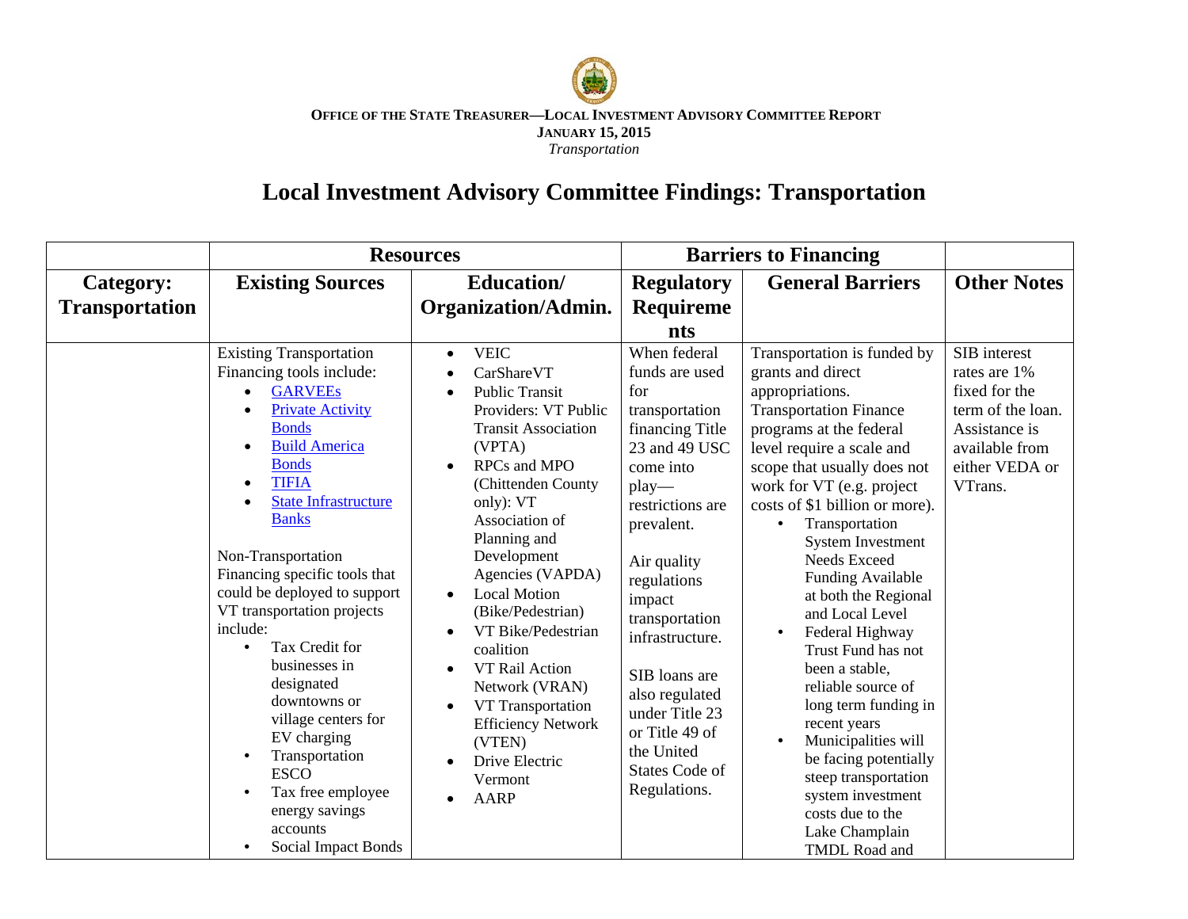# Local Investment Advisory Committee Findings: Transportation

| | Resources | | Barriers to Financing | | |
|---|---|---|---|---|---|
| **Category: Transportation** | **Existing Sources** | **Education/ Organization/Admin.** | **Regulatory Requirements** | **General Barriers** | **Other Notes** |
| | Existing Transportation Financing tools include:<br>• GARVEEs<br>• Private Activity Bonds<br>• Build America Bonds<br>• TIFIA<br>• State Infrastructure Banks<br><br>Non-Transportation Financing specific tools that could be deployed to support VT transportation projects include:<br>• Tax Credit for businesses in designated downtowns or village centers for EV charging<br>• Transportation ESCO<br>• Tax free employee energy savings accounts<br>• Social Impact Bonds | • VEIC<br>• CarShareVT<br>• Public Transit Providers: VT Public Transit Association (VPTA)<br>• RPCs and MPO (Chittenden County only): VT Association of Planning and Development Agencies (VAPDA)<br>• Local Motion (Bike/Pedestrian)<br>• VT Bike/Pedestrian coalition<br>• VT Rail Action Network (VRAN)<br>• VT Transportation Efficiency Network (VTEN)<br>• Drive Electric Vermont<br>• AARP | When federal funds are used for transportation financing Title 23 and 49 USC come into play—restrictions are prevalent.<br><br>Air quality regulations impact transportation infrastructure.<br><br>SIB loans are also regulated under Title 23 or Title 49 of the United States Code of Regulations. | Transportation is funded by grants and direct appropriations.<br>Transportation Finance programs at the federal level require a scale and scope that usually does not work for VT (e.g. project costs of $1 billion or more).<br>• Transportation System Investment Needs Exceed Funding Available at both the Regional and Local Level<br>• Federal Highway Trust Fund has not been a stable, reliable source of long term funding in recent years<br>• Municipalities will be facing potentially steep transportation system investment costs due to the Lake Champlain TMDL Road and | SIB interest rates are 1% fixed for the term of the loan. Assistance is available from either VEDA or VTrans. |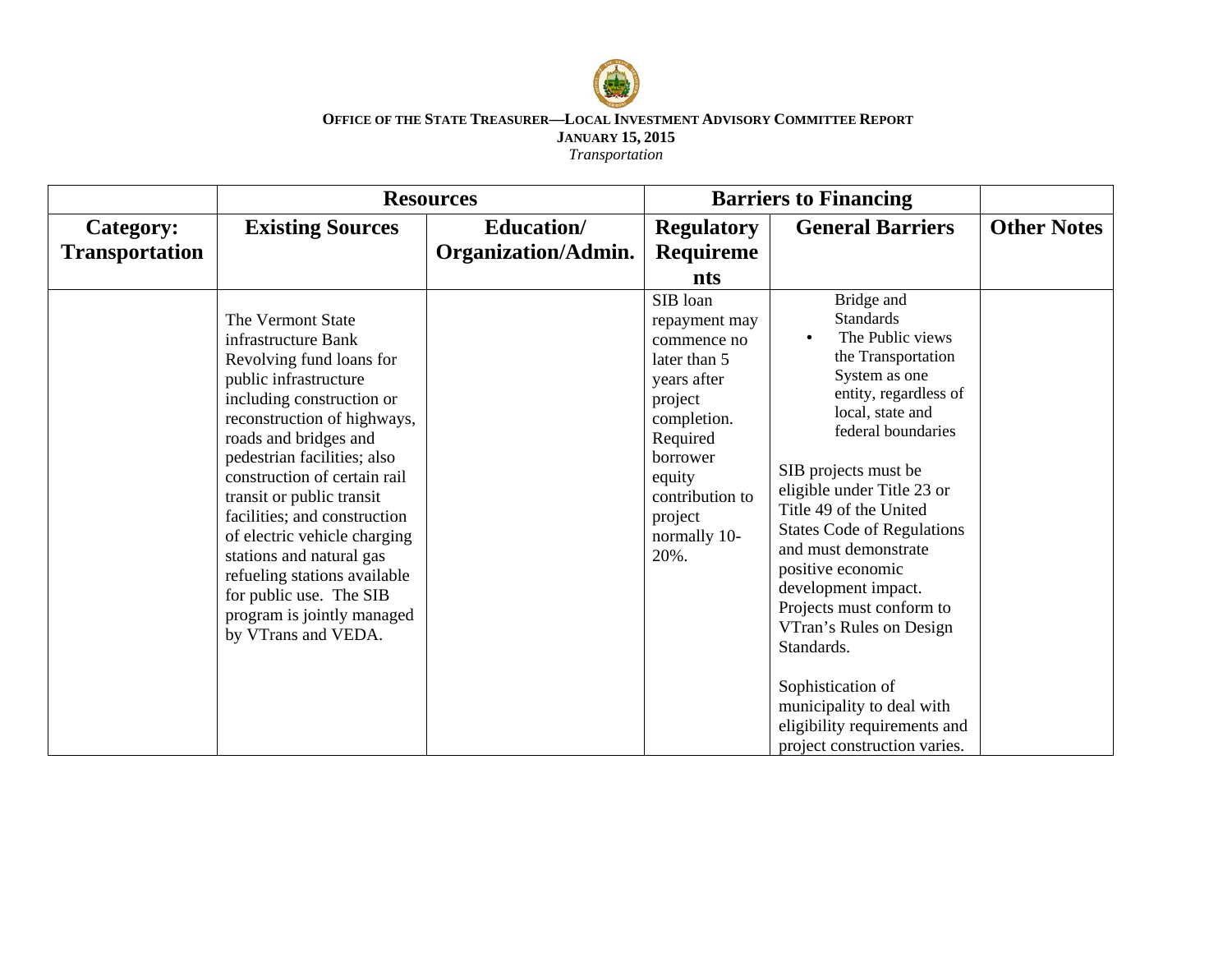**OFFICE OF THE STATE TREASURER—LOCAL INVESTMENT ADVISORY COMMITTEE REPORT**
**JANUARY 15, 2015**
*Transportation*

| | **Resources** | | **Barriers to Financing** | | |
|---|---|---|---|---|---|
| **Category: Transportation** | **Existing Sources** | **Education/ Organization/Admin.** | **Regulatory Requirements** | **General Barriers** | **Other Notes** |
| | The Vermont State infrastructure Bank Revolving fund loans for public infrastructure including construction or reconstruction of highways, roads and bridges and pedestrian facilities; also construction of certain rail transit or public transit facilities; and construction of electric vehicle charging stations and natural gas refueling stations available for public use. The SIB program is jointly managed by VTrans and VEDA. | | SIB loan repayment may commence no later than 5 years after project completion. Required borrower equity contribution to project normally 10-20%. | Bridge and Standards<br>• The Public views the Transportation System as one entity, regardless of local, state and federal boundaries<br><br>SIB projects must be eligible under Title 23 or Title 49 of the United States Code of Regulations and must demonstrate positive economic development impact. Projects must conform to VTran's Rules on Design Standards.<br><br>Sophistication of municipality to deal with eligibility requirements and project construction varies. | |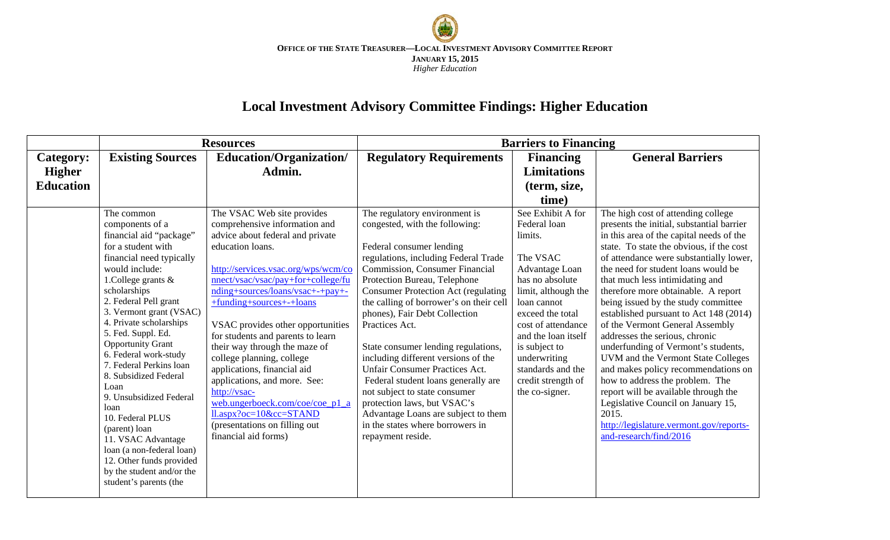# Local Investment Advisory Committee Findings: Higher Education

| | Resources | | Barriers to Financing | | |
|---|---|---|---|---|---|
| **Category: Higher Education** | **Existing Sources** | **Education/Organization/ Admin.** | **Regulatory Requirements** | **Financing Limitations (term, size, time)** | **General Barriers** |
| | The common components of a financial aid "package" for a student with financial need typically would include:<br>1.College grants & scholarships<br>2. Federal Pell grant<br>3. Vermont grant (VSAC)<br>4. Private scholarships<br>5. Fed. Suppl. Ed. Opportunity Grant<br>6. Federal work-study<br>7. Federal Perkins loan<br>8. Subsidized Federal Loan<br>9. Unsubsidized Federal loan<br>10. Federal PLUS (parent) loan<br>11. VSAC Advantage loan (a non-federal loan)<br>12. Other funds provided by the student and/or the student's parents (the | The VSAC Web site provides comprehensive information and advice about federal and private education loans.<br><br>http://services.vsac.org/wps/wcm/connect/vsac/vsac/pay+for+college/funding+sources/loans/vsac+-+pay+-+funding+sources+-+loans<br><br>VSAC provides other opportunities for students and parents to learn their way through the maze of college planning, college applications, financial aid applications, and more. See: http://vsac-web.ungerboeck.com/coe/coe_p1_all.aspx?oc=10&cc=STAND (presentations on filling out financial aid forms) | The regulatory environment is congested, with the following:<br><br>Federal consumer lending regulations, including Federal Trade Commission, Consumer Financial Protection Bureau, Telephone Consumer Protection Act (regulating the calling of borrower's on their cell phones), Fair Debt Collection Practices Act.<br><br>State consumer lending regulations, including different versions of the Unfair Consumer Practices Act. Federal student loans generally are not subject to state consumer protection laws, but VSAC's Advantage Loans are subject to them in the states where borrowers in repayment reside. | See Exhibit A for Federal loan limits.<br><br>The VSAC Advantage Loan has no absolute limit, although the loan cannot exceed the total cost of attendance and the loan itself is subject to underwriting standards and the credit strength of the co-signer. | The high cost of attending college presents the initial, substantial barrier in this area of the capital needs of the state. To state the obvious, if the cost of attendance were substantially lower, the need for student loans would be that much less intimidating and therefore more obtainable. A report being issued by the study committee established pursuant to Act 148 (2014) of the Vermont General Assembly addresses the serious, chronic underfunding of Vermont's students, UVM and the Vermont State Colleges and makes policy recommendations on how to address the problem. The report will be available through the Legislative Council on January 15, 2015.<br>http://legislature.vermont.gov/reports-and-research/find/2016 |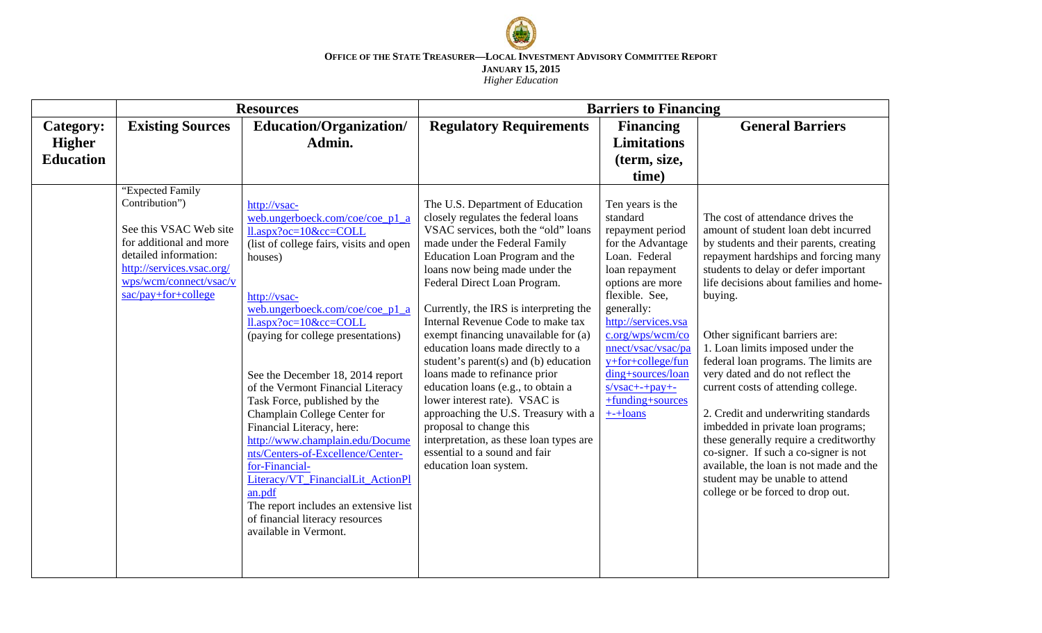**OFFICE OF THE STATE TREASURER—LOCAL INVESTMENT ADVISORY COMMITTEE REPORT**

**JANUARY 15, 2015**

*Higher Education*

| | Resources | | Barriers to Financing | | |
|---|---|---|---|---|---|
| **Category: Higher Education** | **Existing Sources** | **Education/Organization/ Admin.** | **Regulatory Requirements** | **Financing Limitations (term, size, time)** | **General Barriers** |
| | "Expected Family Contribution")<br><br>See this VSAC Web site for additional and more detailed information: http://services.vsac.org/wps/wcm/connect/vsac/vsac/pay+for+college | http://vsac-web.ungerboeck.com/coe/coe_p1_all.aspx?oc=10&cc=COLL (list of college fairs, visits and open houses)<br><br>http://vsac-web.ungerboeck.com/coe/coe_p1_all.aspx?oc=10&cc=COLL (paying for college presentations)<br><br>See the December 18, 2014 report of the Vermont Financial Literacy Task Force, published by the Champlain College Center for Financial Literacy, here: http://www.champlain.edu/Documents/Centers-of-Excellence/Center-for-Financial-Literacy/VT_FinancialLit_ActionPlan.pdf The report includes an extensive list of financial literacy resources available in Vermont. | The U.S. Department of Education closely regulates the federal loans VSAC services, both the "old" loans made under the Federal Family Education Loan Program and the loans now being made under the Federal Direct Loan Program.<br><br>Currently, the IRS is interpreting the Internal Revenue Code to make tax exempt financing unavailable for (a) education loans made directly to a student's parent(s) and (b) education loans made to refinance prior education loans (e.g., to obtain a lower interest rate). VSAC is approaching the U.S. Treasury with a proposal to change this interpretation, as these loan types are essential to a sound and fair education loan system. | Ten years is the standard repayment period for the Advantage Loan. Federal loan repayment options are more flexible. See, generally: http://services.vsac.org/wps/wcm/connect/vsac/vsac/pay+for+college/funding+sources/loans/vsac+-+pay+-+funding+sources+-+loans | The cost of attendance drives the amount of student loan debt incurred by students and their parents, creating repayment hardships and forcing many students to delay or defer important life decisions about families and home-buying.<br><br>Other significant barriers are:<br>1. Loan limits imposed under the federal loan programs. The limits are very dated and do not reflect the current costs of attending college.<br><br>2. Credit and underwriting standards imbedded in private loan programs; these generally require a creditworthy co-signer. If such a co-signer is not available, the loan is not made and the student may be unable to attend college or be forced to drop out. |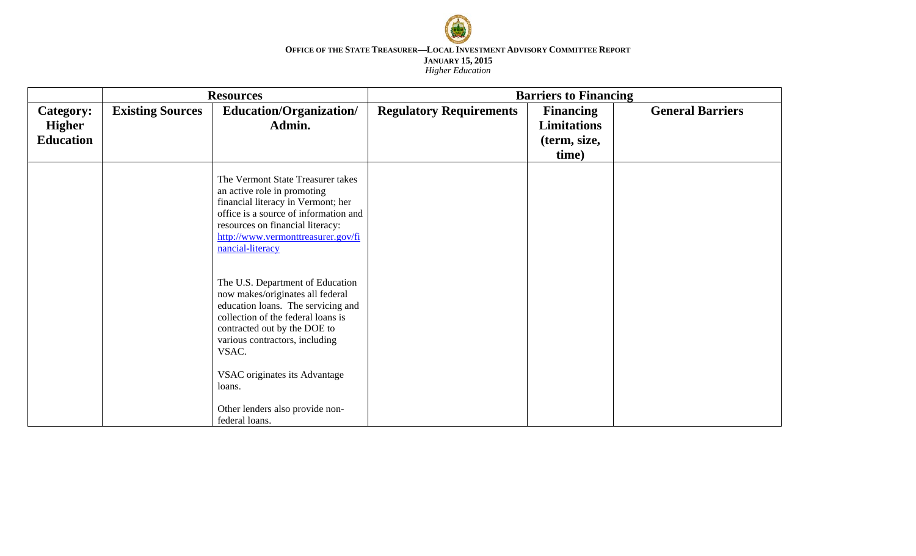**OFFICE OF THE STATE TREASURER—LOCAL INVESTMENT ADVISORY COMMITTEE REPORT**
**JANUARY 15, 2015**
*Higher Education*

| | Resources | | Barriers to Financing | | |
|---|---|---|---|---|---|
| **Category: Higher Education** | **Existing Sources** | **Education/Organization/ Admin.** | **Regulatory Requirements** | **Financing Limitations (term, size, time)** | **General Barriers** |
| | | The Vermont State Treasurer takes an active role in promoting financial literacy in Vermont; her office is a source of information and resources on financial literacy: http://www.vermonttreasurer.gov/financial-literacy<br><br>The U.S. Department of Education now makes/originates all federal education loans. The servicing and collection of the federal loans is contracted out by the DOE to various contractors, including VSAC.<br><br>VSAC originates its Advantage loans.<br><br>Other lenders also provide non-federal loans. | | | |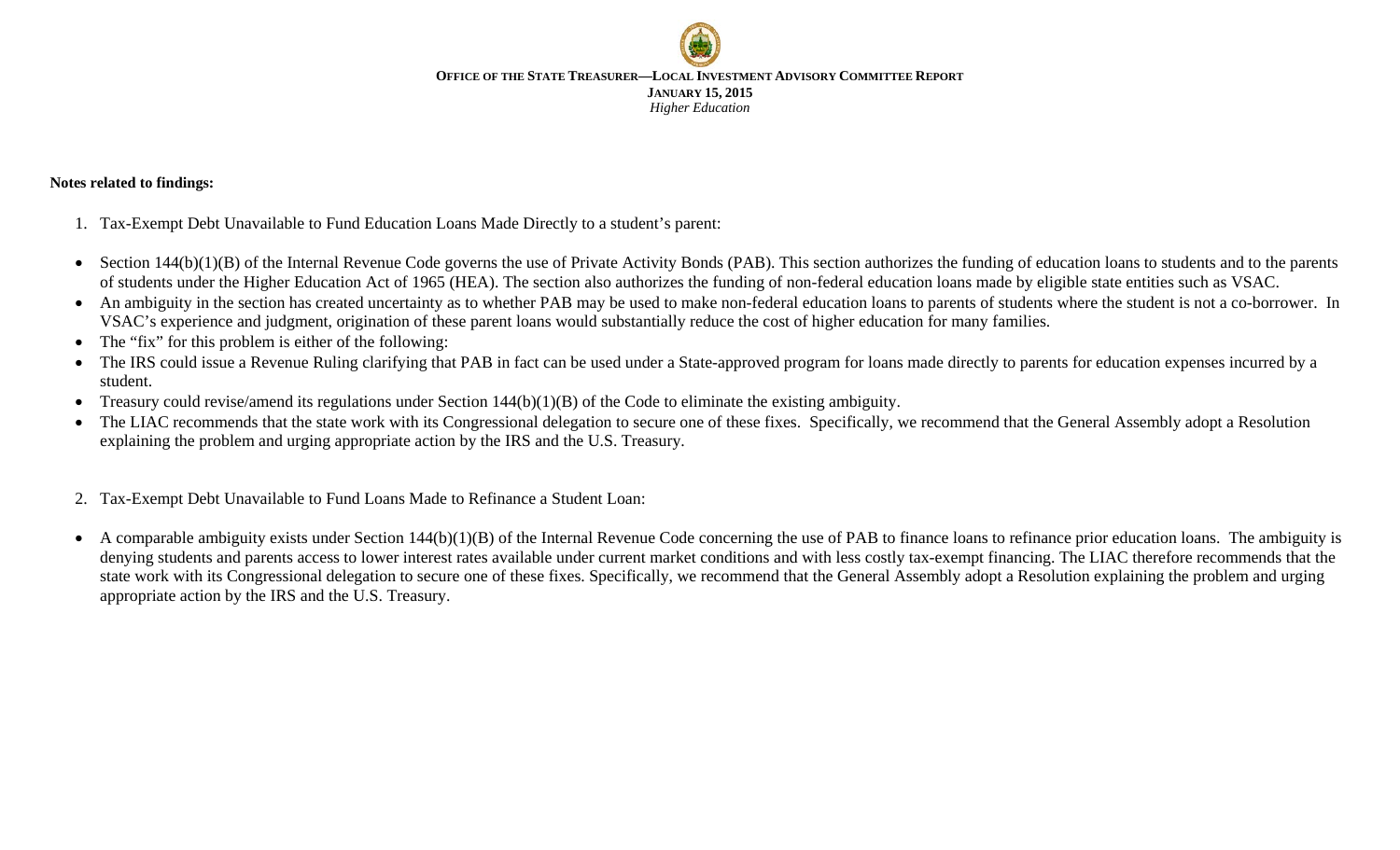**Notes related to findings:**

1. Tax-Exempt Debt Unavailable to Fund Education Loans Made Directly to a student's parent:

- Section 144(b)(1)(B) of the Internal Revenue Code governs the use of Private Activity Bonds (PAB). This section authorizes the funding of education loans to students and to the parents of students under the Higher Education Act of 1965 (HEA). The section also authorizes the funding of non-federal education loans made by eligible state entities such as VSAC.
- An ambiguity in the section has created uncertainty as to whether PAB may be used to make non-federal education loans to parents of students where the student is not a co-borrower. In VSAC's experience and judgment, origination of these parent loans would substantially reduce the cost of higher education for many families.
- The "fix" for this problem is either of the following:
- The IRS could issue a Revenue Ruling clarifying that PAB in fact can be used under a State-approved program for loans made directly to parents for education expenses incurred by a student.
- Treasury could revise/amend its regulations under Section 144(b)(1)(B) of the Code to eliminate the existing ambiguity.
- The LIAC recommends that the state work with its Congressional delegation to secure one of these fixes. Specifically, we recommend that the General Assembly adopt a Resolution explaining the problem and urging appropriate action by the IRS and the U.S. Treasury.

2. Tax-Exempt Debt Unavailable to Fund Loans Made to Refinance a Student Loan:

- A comparable ambiguity exists under Section 144(b)(1)(B) of the Internal Revenue Code concerning the use of PAB to finance loans to refinance prior education loans. The ambiguity is denying students and parents access to lower interest rates available under current market conditions and with less costly tax-exempt financing. The LIAC therefore recommends that the state work with its Congressional delegation to secure one of these fixes. Specifically, we recommend that the General Assembly adopt a Resolution explaining the problem and urging appropriate action by the IRS and the U.S. Treasury.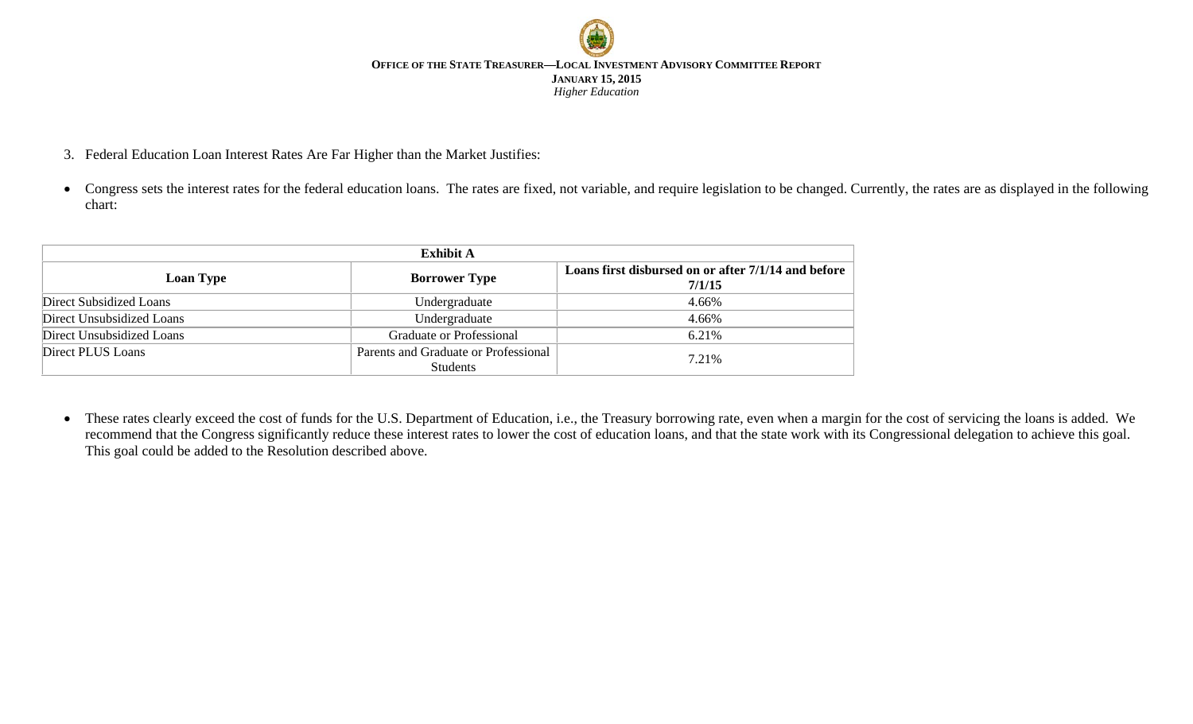3. Federal Education Loan Interest Rates Are Far Higher than the Market Justifies:

- Congress sets the interest rates for the federal education loans. The rates are fixed, not variable, and require legislation to be changed. Currently, the rates are as displayed in the following chart:

| **Exhibit A** | | |
|---|---|---|
| **Loan Type** | **Borrower Type** | **Loans first disbursed on or after 7/1/14 and before 7/1/15** |
| Direct Subsidized Loans | Undergraduate | 4.66% |
| Direct Unsubsidized Loans | Undergraduate | 4.66% |
| Direct Unsubsidized Loans | Graduate or Professional | 6.21% |
| Direct PLUS Loans | Parents and Graduate or Professional Students | 7.21% |

- These rates clearly exceed the cost of funds for the U.S. Department of Education, i.e., the Treasury borrowing rate, even when a margin for the cost of servicing the loans is added. We recommend that the Congress significantly reduce these interest rates to lower the cost of education loans, and that the state work with its Congressional delegation to achieve this goal. This goal could be added to the Resolution described above.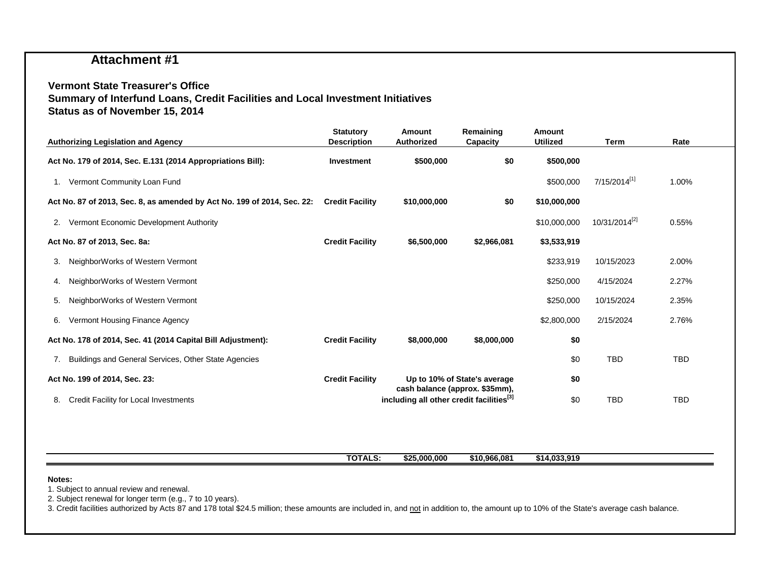# Attachment #1

**Vermont State Treasurer's Office**
**Summary of Interfund Loans, Credit Facilities and Local Investment Initiatives**
**Status as of November 15, 2014**

| Authorizing Legislation and Agency | Statutory Description | Amount Authorized | Remaining Capacity | Amount Utilized | Term | Rate |
|---|---|---|---|---|---|---|
| **Act No. 179 of 2014, Sec. E.131 (2014 Appropriations Bill):** | **Investment** | **$500,000** | **$0** | **$500,000** | | |
| 1. Vermont Community Loan Fund | | | | $500,000 | 7/15/2014[1] | 1.00% |
| **Act No. 87 of 2013, Sec. 8, as amended by Act No. 199 of 2014, Sec. 22:** | **Credit Facility** | **$10,000,000** | **$0** | **$10,000,000** | | |
| 2. Vermont Economic Development Authority | | | | $10,000,000 | 10/31/2014[2] | 0.55% |
| **Act No. 87 of 2013, Sec. 8a:** | **Credit Facility** | **$6,500,000** | **$2,966,081** | **$3,533,919** | | |
| 3. NeighborWorks of Western Vermont | | | | $233,919 | 10/15/2023 | 2.00% |
| 4. NeighborWorks of Western Vermont | | | | $250,000 | 4/15/2024 | 2.27% |
| 5. NeighborWorks of Western Vermont | | | | $250,000 | 10/15/2024 | 2.35% |
| 6. Vermont Housing Finance Agency | | | | $2,800,000 | 2/15/2024 | 2.76% |
| **Act No. 178 of 2014, Sec. 41 (2014 Capital Bill Adjustment):** | **Credit Facility** | **$8,000,000** | **$8,000,000** | **$0** | | |
| 7. Buildings and General Services, Other State Agencies | | | | $0 | TBD | TBD |
| **Act No. 199 of 2014, Sec. 23:** | **Credit Facility** | **Up to 10% of State's average cash balance (approx. $35mm), including all other credit facilities[3]** | | **$0** | | |
| 8. Credit Facility for Local Investments | | | | $0 | TBD | TBD |
| | **TOTALS:** | **$25,000,000** | **$10,966,081** | **$14,033,919** | | |

**Notes:**

1. Subject to annual review and renewal.
2. Subject renewal for longer term (e.g., 7 to 10 years).
3. Credit facilities authorized by Acts 87 and 178 total $24.5 million; these amounts are included in, and not in addition to, the amount up to 10% of the State's average cash balance.